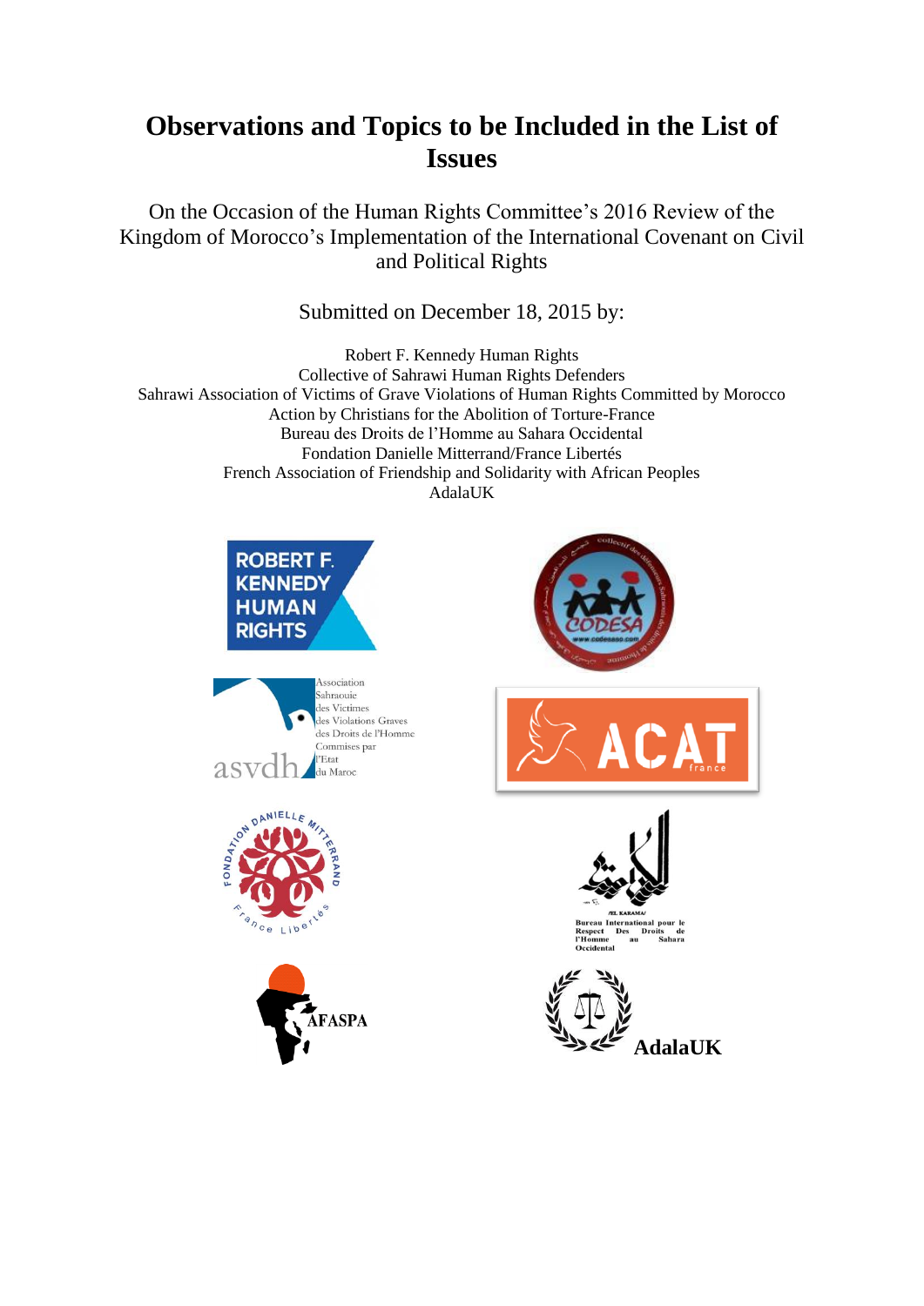# Observations and Topics to be Included in the List of Issues

On the Occasion of the Human Rights Committee's 2016 Review of the Kingdom of Morocco's Implementation of the International Covenant on Civil and Political Rights

Submitted on December 18, 2015 by:

Robert F. Kennedy Human Rights
Collective of Sahrawi Human Rights Defenders
Sahrawi Association of Victims of Grave Violations of Human Rights Committed by Morocco
Action by Christians for the Abolition of Torture-France
Bureau des Droits de l'Homme au Sahara Occidental
Fondation Danielle Mitterrand/France Libertés
French Association of Friendship and Solidarity with African Peoples
AdalaUK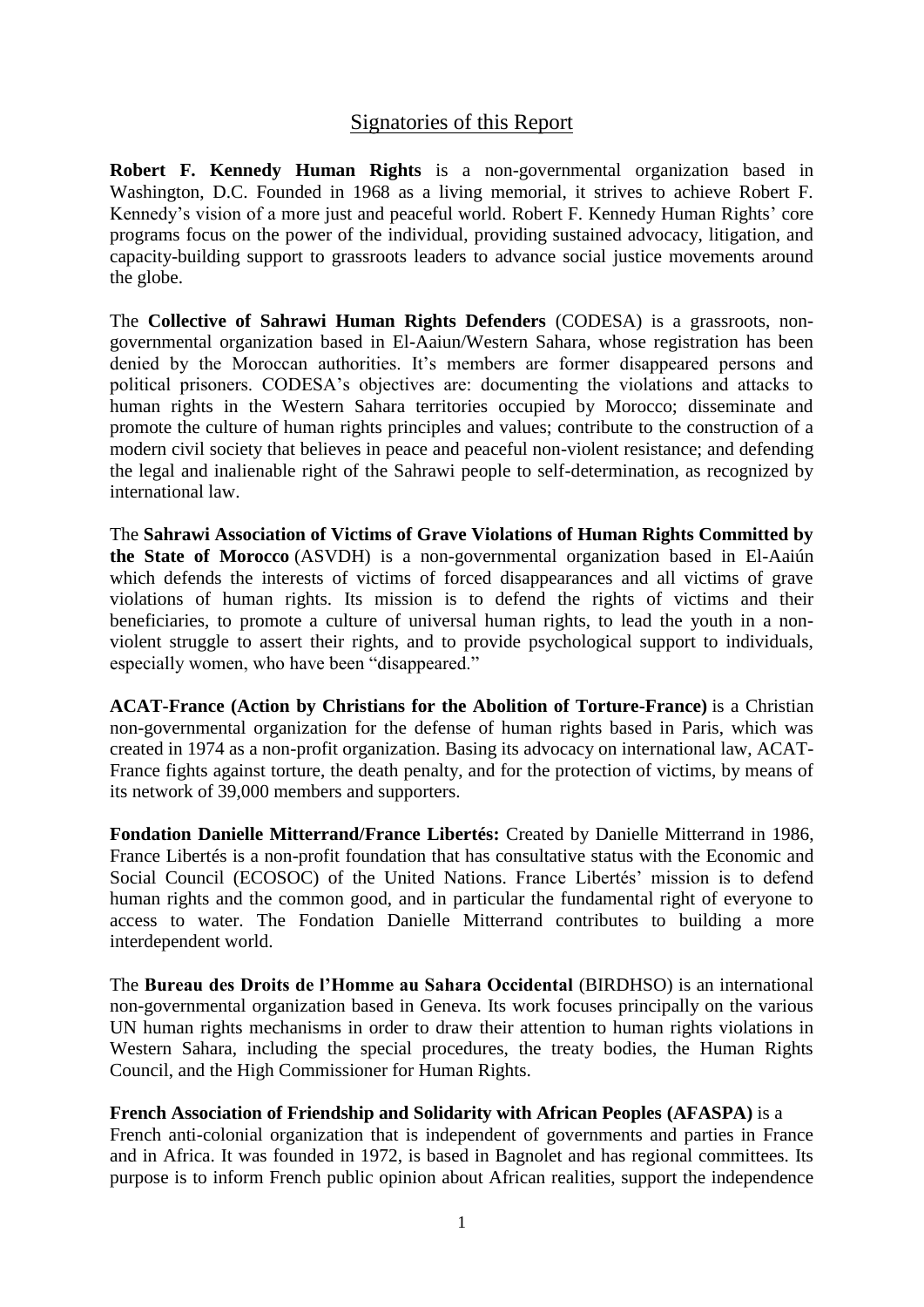## Signatories of this Report

**Robert F. Kennedy Human Rights** is a non-governmental organization based in Washington, D.C. Founded in 1968 as a living memorial, it strives to achieve Robert F. Kennedy's vision of a more just and peaceful world. Robert F. Kennedy Human Rights' core programs focus on the power of the individual, providing sustained advocacy, litigation, and capacity-building support to grassroots leaders to advance social justice movements around the globe.

The **Collective of Sahrawi Human Rights Defenders** (CODESA) is a grassroots, non-governmental organization based in El-Aaiun/Western Sahara, whose registration has been denied by the Moroccan authorities. It's members are former disappeared persons and political prisoners. CODESA's objectives are: documenting the violations and attacks to human rights in the Western Sahara territories occupied by Morocco; disseminate and promote the culture of human rights principles and values; contribute to the construction of a modern civil society that believes in peace and peaceful non-violent resistance; and defending the legal and inalienable right of the Sahrawi people to self-determination, as recognized by international law.

The **Sahrawi Association of Victims of Grave Violations of Human Rights Committed by the State of Morocco** (ASVDH) is a non-governmental organization based in El-Aaiún which defends the interests of victims of forced disappearances and all victims of grave violations of human rights. Its mission is to defend the rights of victims and their beneficiaries, to promote a culture of universal human rights, to lead the youth in a non-violent struggle to assert their rights, and to provide psychological support to individuals, especially women, who have been "disappeared."

**ACAT-France (Action by Christians for the Abolition of Torture-France)** is a Christian non-governmental organization for the defense of human rights based in Paris, which was created in 1974 as a non-profit organization. Basing its advocacy on international law, ACAT-France fights against torture, the death penalty, and for the protection of victims, by means of its network of 39,000 members and supporters.

**Fondation Danielle Mitterrand/France Libertés:** Created by Danielle Mitterrand in 1986, France Libertés is a non-profit foundation that has consultative status with the Economic and Social Council (ECOSOC) of the United Nations. France Libertés' mission is to defend human rights and the common good, and in particular the fundamental right of everyone to access to water. The Fondation Danielle Mitterrand contributes to building a more interdependent world.

The **Bureau des Droits de l'Homme au Sahara Occidental** (BIRDHSO) is an international non-governmental organization based in Geneva. Its work focuses principally on the various UN human rights mechanisms in order to draw their attention to human rights violations in Western Sahara, including the special procedures, the treaty bodies, the Human Rights Council, and the High Commissioner for Human Rights.

**French Association of Friendship and Solidarity with African Peoples (AFASPA)** is a French anti-colonial organization that is independent of governments and parties in France and in Africa. It was founded in 1972, is based in Bagnolet and has regional committees. Its purpose is to inform French public opinion about African realities, support the independence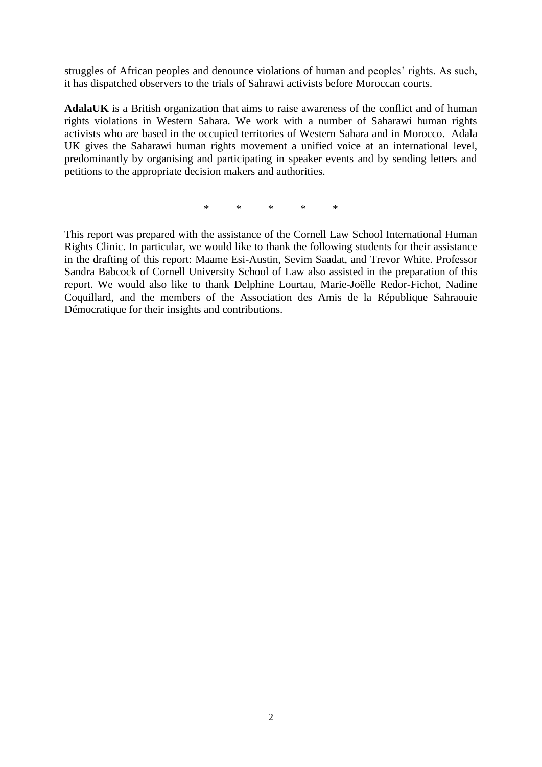struggles of African peoples and denounce violations of human and peoples' rights. As such, it has dispatched observers to the trials of Sahrawi activists before Moroccan courts.

**AdalaUK** is a British organization that aims to raise awareness of the conflict and of human rights violations in Western Sahara. We work with a number of Saharawi human rights activists who are based in the occupied territories of Western Sahara and in Morocco. Adala UK gives the Saharawi human rights movement a unified voice at an international level, predominantly by organising and participating in speaker events and by sending letters and petitions to the appropriate decision makers and authorities.

\* \* \* \* \*

This report was prepared with the assistance of the Cornell Law School International Human Rights Clinic. In particular, we would like to thank the following students for their assistance in the drafting of this report: Maame Esi-Austin, Sevim Saadat, and Trevor White. Professor Sandra Babcock of Cornell University School of Law also assisted in the preparation of this report. We would also like to thank Delphine Lourtau, Marie-Joëlle Redor-Fichot, Nadine Coquillard, and the members of the Association des Amis de la République Sahraouie Démocratique for their insights and contributions.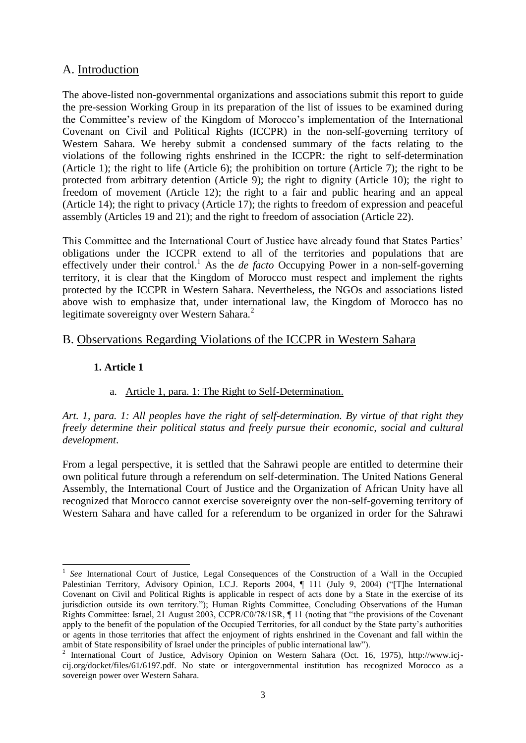## A. Introduction

The above-listed non-governmental organizations and associations submit this report to guide the pre-session Working Group in its preparation of the list of issues to be examined during the Committee's review of the Kingdom of Morocco's implementation of the International Covenant on Civil and Political Rights (ICCPR) in the non-self-governing territory of Western Sahara. We hereby submit a condensed summary of the facts relating to the violations of the following rights enshrined in the ICCPR: the right to self-determination (Article 1); the right to life (Article 6); the prohibition on torture (Article 7); the right to be protected from arbitrary detention (Article 9); the right to dignity (Article 10); the right to freedom of movement (Article 12); the right to a fair and public hearing and an appeal (Article 14); the right to privacy (Article 17); the rights to freedom of expression and peaceful assembly (Articles 19 and 21); and the right to freedom of association (Article 22).

This Committee and the International Court of Justice have already found that States Parties' obligations under the ICCPR extend to all of the territories and populations that are effectively under their control.[1] As the *de facto* Occupying Power in a non-self-governing territory, it is clear that the Kingdom of Morocco must respect and implement the rights protected by the ICCPR in Western Sahara. Nevertheless, the NGOs and associations listed above wish to emphasize that, under international law, the Kingdom of Morocco has no legitimate sovereignty over Western Sahara.[2]

## B. Observations Regarding Violations of the ICCPR in Western Sahara

### 1. Article 1

a. Article 1, para. 1: The Right to Self-Determination.

*Art. 1, para. 1: All peoples have the right of self-determination. By virtue of that right they freely determine their political status and freely pursue their economic, social and cultural development*.

From a legal perspective, it is settled that the Sahrawi people are entitled to determine their own political future through a referendum on self-determination. The United Nations General Assembly, the International Court of Justice and the Organization of African Unity have all recognized that Morocco cannot exercise sovereignty over the non-self-governing territory of Western Sahara and have called for a referendum to be organized in order for the Sahrawi

---

[1] *See* International Court of Justice, Legal Consequences of the Construction of a Wall in the Occupied Palestinian Territory, Advisory Opinion, I.C.J. Reports 2004, ¶ 111 (July 9, 2004) ("[T]he International Covenant on Civil and Political Rights is applicable in respect of acts done by a State in the exercise of its jurisdiction outside its own territory."); Human Rights Committee, Concluding Observations of the Human Rights Committee: Israel, 21 August 2003, CCPR/C0/78/1SR, ¶ 11 (noting that "the provisions of the Covenant apply to the benefit of the population of the Occupied Territories, for all conduct by the State party's authorities or agents in those territories that affect the enjoyment of rights enshrined in the Covenant and fall within the ambit of State responsibility of Israel under the principles of public international law").

[2] International Court of Justice, Advisory Opinion on Western Sahara (Oct. 16, 1975), http://www.icj-cij.org/docket/files/61/6197.pdf. No state or intergovernmental institution has recognized Morocco as a sovereign power over Western Sahara.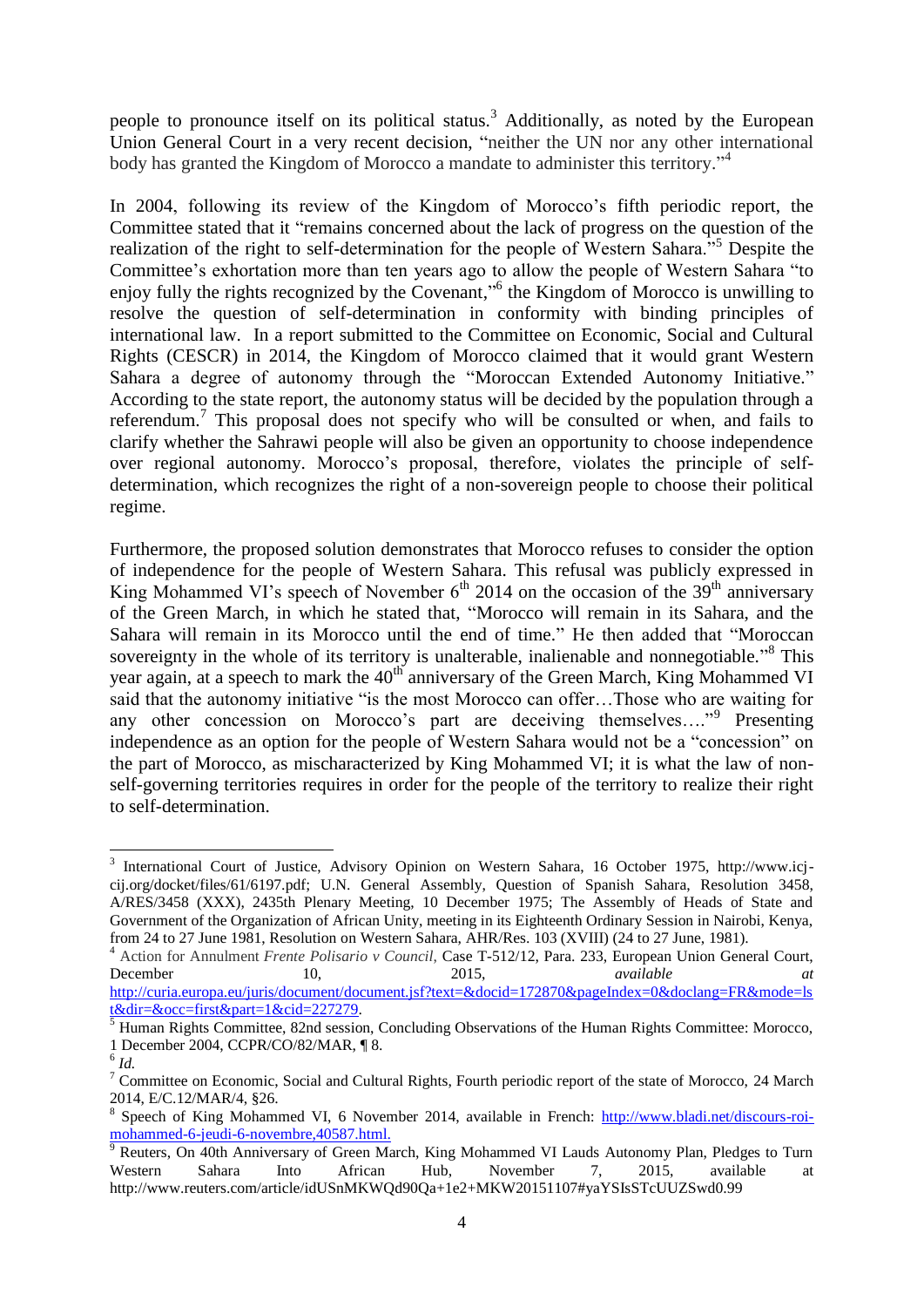people to pronounce itself on its political status.[3] Additionally, as noted by the European Union General Court in a very recent decision, "neither the UN nor any other international body has granted the Kingdom of Morocco a mandate to administer this territory."[4]

In 2004, following its review of the Kingdom of Morocco's fifth periodic report, the Committee stated that it "remains concerned about the lack of progress on the question of the realization of the right to self-determination for the people of Western Sahara."[5] Despite the Committee's exhortation more than ten years ago to allow the people of Western Sahara "to enjoy fully the rights recognized by the Covenant,"[6] the Kingdom of Morocco is unwilling to resolve the question of self-determination in conformity with binding principles of international law. In a report submitted to the Committee on Economic, Social and Cultural Rights (CESCR) in 2014, the Kingdom of Morocco claimed that it would grant Western Sahara a degree of autonomy through the "Moroccan Extended Autonomy Initiative." According to the state report, the autonomy status will be decided by the population through a referendum.[7] This proposal does not specify who will be consulted or when, and fails to clarify whether the Sahrawi people will also be given an opportunity to choose independence over regional autonomy. Morocco's proposal, therefore, violates the principle of self-determination, which recognizes the right of a non-sovereign people to choose their political regime.

Furthermore, the proposed solution demonstrates that Morocco refuses to consider the option of independence for the people of Western Sahara. This refusal was publicly expressed in King Mohammed VI's speech of November 6th 2014 on the occasion of the 39th anniversary of the Green March, in which he stated that, "Morocco will remain in its Sahara, and the Sahara will remain in its Morocco until the end of time." He then added that "Moroccan sovereignty in the whole of its territory is unalterable, inalienable and nonnegotiable."[8] This year again, at a speech to mark the 40th anniversary of the Green March, King Mohammed VI said that the autonomy initiative "is the most Morocco can offer…Those who are waiting for any other concession on Morocco's part are deceiving themselves…."[9] Presenting independence as an option for the people of Western Sahara would not be a "concession" on the part of Morocco, as mischaracterized by King Mohammed VI; it is what the law of non-self-governing territories requires in order for the people of the territory to realize their right to self-determination.

---

[3] International Court of Justice, Advisory Opinion on Western Sahara, 16 October 1975, http://www.icj-cij.org/docket/files/61/6197.pdf; U.N. General Assembly, Question of Spanish Sahara, Resolution 3458, A/RES/3458 (XXX), 2435th Plenary Meeting, 10 December 1975; The Assembly of Heads of State and Government of the Organization of African Unity, meeting in its Eighteenth Ordinary Session in Nairobi, Kenya, from 24 to 27 June 1981, Resolution on Western Sahara, AHR/Res. 103 (XVIII) (24 to 27 June, 1981).

[4] Action for Annulment *Frente Polisario v Council*, Case T-512/12, Para. 233, European Union General Court, December 10, 2015, *available at* http://curia.europa.eu/juris/document/document.jsf?text=&docid=172870&pageIndex=0&doclang=FR&mode=lst&dir=&occ=first&part=1&cid=227279.

[5] Human Rights Committee, 82nd session, Concluding Observations of the Human Rights Committee: Morocco, 1 December 2004, CCPR/CO/82/MAR, ¶ 8.

[6] *Id.*

[7] Committee on Economic, Social and Cultural Rights, Fourth periodic report of the state of Morocco, 24 March 2014, E/C.12/MAR/4, §26.

[8] Speech of King Mohammed VI, 6 November 2014, available in French: http://www.bladi.net/discours-roi-mohammed-6-jeudi-6-novembre,40587.html.

[9] Reuters, On 40th Anniversary of Green March, King Mohammed VI Lauds Autonomy Plan, Pledges to Turn Western Sahara Into African Hub, November 7, 2015, available at http://www.reuters.com/article/idUSnMKWQd90Qa+1e2+MKW20151107#yaYSIsSTcUUZSwd0.99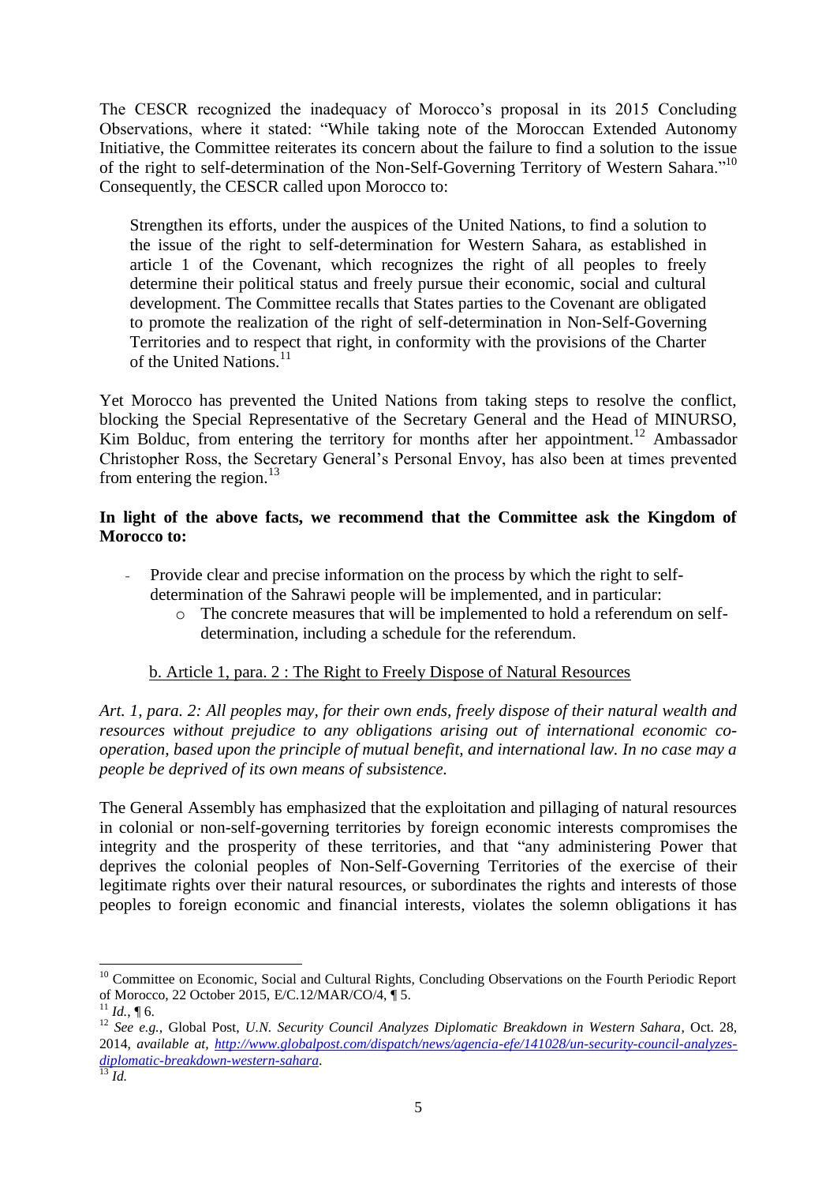The CESCR recognized the inadequacy of Morocco's proposal in its 2015 Concluding Observations, where it stated: "While taking note of the Moroccan Extended Autonomy Initiative, the Committee reiterates its concern about the failure to find a solution to the issue of the right to self-determination of the Non-Self-Governing Territory of Western Sahara."[10] Consequently, the CESCR called upon Morocco to:

> Strengthen its efforts, under the auspices of the United Nations, to find a solution to the issue of the right to self-determination for Western Sahara, as established in article 1 of the Covenant, which recognizes the right of all peoples to freely determine their political status and freely pursue their economic, social and cultural development. The Committee recalls that States parties to the Covenant are obligated to promote the realization of the right of self-determination in Non-Self-Governing Territories and to respect that right, in conformity with the provisions of the Charter of the United Nations.[11]

Yet Morocco has prevented the United Nations from taking steps to resolve the conflict, blocking the Special Representative of the Secretary General and the Head of MINURSO, Kim Bolduc, from entering the territory for months after her appointment.[12] Ambassador Christopher Ross, the Secretary General's Personal Envoy, has also been at times prevented from entering the region.[13]

**In light of the above facts, we recommend that the Committee ask the Kingdom of Morocco to:**

- Provide clear and precise information on the process by which the right to self-determination of the Sahrawi people will be implemented, and in particular:
  - The concrete measures that will be implemented to hold a referendum on self-determination, including a schedule for the referendum.

b. Article 1, para. 2 : The Right to Freely Dispose of Natural Resources

*Art. 1, para. 2: All peoples may, for their own ends, freely dispose of their natural wealth and resources without prejudice to any obligations arising out of international economic co-operation, based upon the principle of mutual benefit, and international law. In no case may a people be deprived of its own means of subsistence.*

The General Assembly has emphasized that the exploitation and pillaging of natural resources in colonial or non-self-governing territories by foreign economic interests compromises the integrity and the prosperity of these territories, and that "any administering Power that deprives the colonial peoples of Non-Self-Governing Territories of the exercise of their legitimate rights over their natural resources, or subordinates the rights and interests of those peoples to foreign economic and financial interests, violates the solemn obligations it has

---

[10] Committee on Economic, Social and Cultural Rights, Concluding Observations on the Fourth Periodic Report of Morocco, 22 October 2015, E/C.12/MAR/CO/4, ¶ 5.

[11] *Id.*, ¶ 6.

[12] *See e.g.*, Global Post, *U.N. Security Council Analyzes Diplomatic Breakdown in Western Sahara*, Oct. 28, 2014, *available at*, http://www.globalpost.com/dispatch/news/agencia-efe/141028/un-security-council-analyzes-diplomatic-breakdown-western-sahara.

[13] *Id.*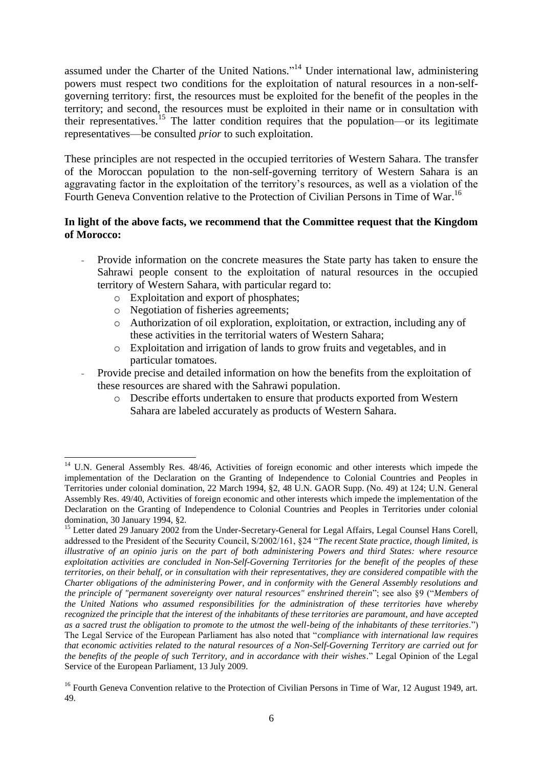assumed under the Charter of the United Nations."[14] Under international law, administering powers must respect two conditions for the exploitation of natural resources in a non-self-governing territory: first, the resources must be exploited for the benefit of the peoples in the territory; and second, the resources must be exploited in their name or in consultation with their representatives.[15] The latter condition requires that the population—or its legitimate representatives—be consulted *prior* to such exploitation.

These principles are not respected in the occupied territories of Western Sahara. The transfer of the Moroccan population to the non-self-governing territory of Western Sahara is an aggravating factor in the exploitation of the territory's resources, as well as a violation of the Fourth Geneva Convention relative to the Protection of Civilian Persons in Time of War.[16]

**In light of the above facts, we recommend that the Committee request that the Kingdom of Morocco:**

- Provide information on the concrete measures the State party has taken to ensure the Sahrawi people consent to the exploitation of natural resources in the occupied territory of Western Sahara, with particular regard to:
  - Exploitation and export of phosphates;
  - Negotiation of fisheries agreements;
  - Authorization of oil exploration, exploitation, or extraction, including any of these activities in the territorial waters of Western Sahara;
  - Exploitation and irrigation of lands to grow fruits and vegetables, and in particular tomatoes.
- Provide precise and detailed information on how the benefits from the exploitation of these resources are shared with the Sahrawi population.
  - Describe efforts undertaken to ensure that products exported from Western Sahara are labeled accurately as products of Western Sahara.

---

[14] U.N. General Assembly Res. 48/46, Activities of foreign economic and other interests which impede the implementation of the Declaration on the Granting of Independence to Colonial Countries and Peoples in Territories under colonial domination, 22 March 1994, §2, 48 U.N. GAOR Supp. (No. 49) at 124; U.N. General Assembly Res. 49/40, Activities of foreign economic and other interests which impede the implementation of the Declaration on the Granting of Independence to Colonial Countries and Peoples in Territories under colonial domination, 30 January 1994, §2.

[15] Letter dated 29 January 2002 from the Under-Secretary-General for Legal Affairs, Legal Counsel Hans Corell, addressed to the President of the Security Council, S/2002/161, §24 "*The recent State practice, though limited, is illustrative of an opinio juris on the part of both administering Powers and third States: where resource exploitation activities are concluded in Non-Self-Governing Territories for the benefit of the peoples of these territories, on their behalf, or in consultation with their representatives, they are considered compatible with the Charter obligations of the administering Power, and in conformity with the General Assembly resolutions and the principle of "permanent sovereignty over natural resources" enshrined therein*"; see also §9 ("*Members of the United Nations who assumed responsibilities for the administration of these territories have whereby recognized the principle that the interest of the inhabitants of these territories are paramount, and have accepted as a sacred trust the obligation to promote to the utmost the well-being of the inhabitants of these territories*.") The Legal Service of the European Parliament has also noted that "*compliance with international law requires that economic activities related to the natural resources of a Non-Self-Governing Territory are carried out for the benefits of the people of such Territory, and in accordance with their wishes*." Legal Opinion of the Legal Service of the European Parliament, 13 July 2009.

[16] Fourth Geneva Convention relative to the Protection of Civilian Persons in Time of War, 12 August 1949, art. 49.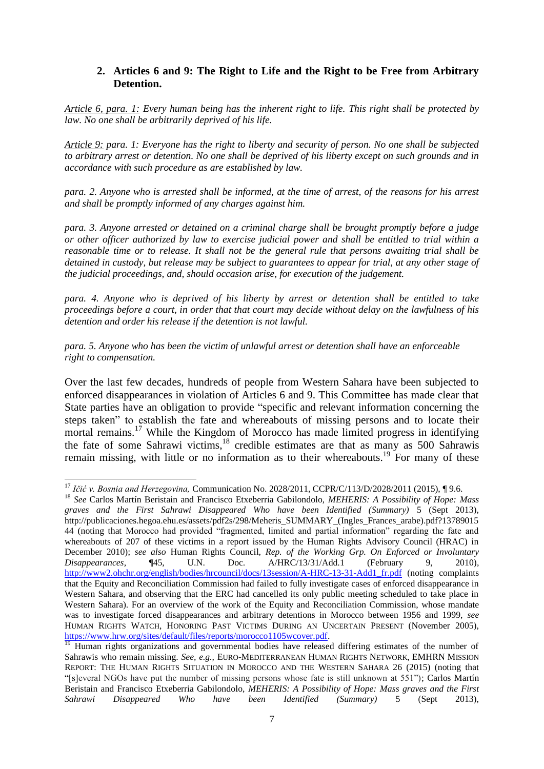### 2. Articles 6 and 9: The Right to Life and the Right to be Free from Arbitrary Detention.

*Article 6, para. 1: Every human being has the inherent right to life. This right shall be protected by law. No one shall be arbitrarily deprived of his life.*

*Article 9: para. 1: Everyone has the right to liberty and security of person. No one shall be subjected to arbitrary arrest or detention. No one shall be deprived of his liberty except on such grounds and in accordance with such procedure as are established by law.*

*para. 2. Anyone who is arrested shall be informed, at the time of arrest, of the reasons for his arrest and shall be promptly informed of any charges against him.*

*para. 3. Anyone arrested or detained on a criminal charge shall be brought promptly before a judge or other officer authorized by law to exercise judicial power and shall be entitled to trial within a reasonable time or to release. It shall not be the general rule that persons awaiting trial shall be detained in custody, but release may be subject to guarantees to appear for trial, at any other stage of the judicial proceedings, and, should occasion arise, for execution of the judgement.*

*para. 4. Anyone who is deprived of his liberty by arrest or detention shall be entitled to take proceedings before a court, in order that that court may decide without delay on the lawfulness of his detention and order his release if the detention is not lawful.*

*para. 5. Anyone who has been the victim of unlawful arrest or detention shall have an enforceable right to compensation.*

Over the last few decades, hundreds of people from Western Sahara have been subjected to enforced disappearances in violation of Articles 6 and 9. This Committee has made clear that State parties have an obligation to provide "specific and relevant information concerning the steps taken" to establish the fate and whereabouts of missing persons and to locate their mortal remains.[17] While the Kingdom of Morocco has made limited progress in identifying the fate of some Sahrawi victims,[18] credible estimates are that as many as 500 Sahrawis remain missing, with little or no information as to their whereabouts.[19] For many of these

---

[17] *Ičić v. Bosnia and Herzegovina,* Communication No. 2028/2011, CCPR/C/113/D/2028/2011 (2015), ¶ 9.6.

[18] *See* Carlos Martín Beristain and Francisco Etxeberria Gabilondolo, *MEHERIS: A Possibility of Hope: Mass graves and the First Sahrawi Disappeared Who have been Identified (Summary)* 5 (Sept 2013), http://publicaciones.hegoa.ehu.es/assets/pdf2s/298/Meheris_SUMMARY_(Ingles_Frances_arabe).pdf?1378901544 (noting that Morocco had provided "fragmented, limited and partial information" regarding the fate and whereabouts of 207 of these victims in a report issued by the Human Rights Advisory Council (HRAC) in December 2010); *see also* Human Rights Council, *Rep. of the Working Grp. On Enforced or Involuntary Disappearances*, ¶45, U.N. Doc. A/HRC/13/31/Add.1 (February 9, 2010), http://www2.ohchr.org/english/bodies/hrcouncil/docs/13session/A-HRC-13-31-Add1_fr.pdf (noting complaints that the Equity and Reconciliation Commission had failed to fully investigate cases of enforced disappearance in Western Sahara, and observing that the ERC had cancelled its only public meeting scheduled to take place in Western Sahara). For an overview of the work of the Equity and Reconciliation Commission, whose mandate was to investigate forced disappearances and arbitrary detentions in Morocco between 1956 and 1999, *see* HUMAN RIGHTS WATCH, HONORING PAST VICTIMS DURING AN UNCERTAIN PRESENT (November 2005), https://www.hrw.org/sites/default/files/reports/morocco1105wcover.pdf.

[19] Human rights organizations and governmental bodies have released differing estimates of the number of Sahrawis who remain missing. *See, e.g.,* EURO-MEDITERRANEAN HUMAN RIGHTS NETWORK, EMHRN MISSION REPORT: THE HUMAN RIGHTS SITUATION IN MOROCCO AND THE WESTERN SAHARA 26 (2015) (noting that "[s]everal NGOs have put the number of missing persons whose fate is still unknown at 551"); Carlos Martín Beristain and Francisco Etxeberria Gabilondolo, *MEHERIS: A Possibility of Hope: Mass graves and the First Sahrawi Disappeared Who have been Identified (Summary)* 5 (Sept 2013),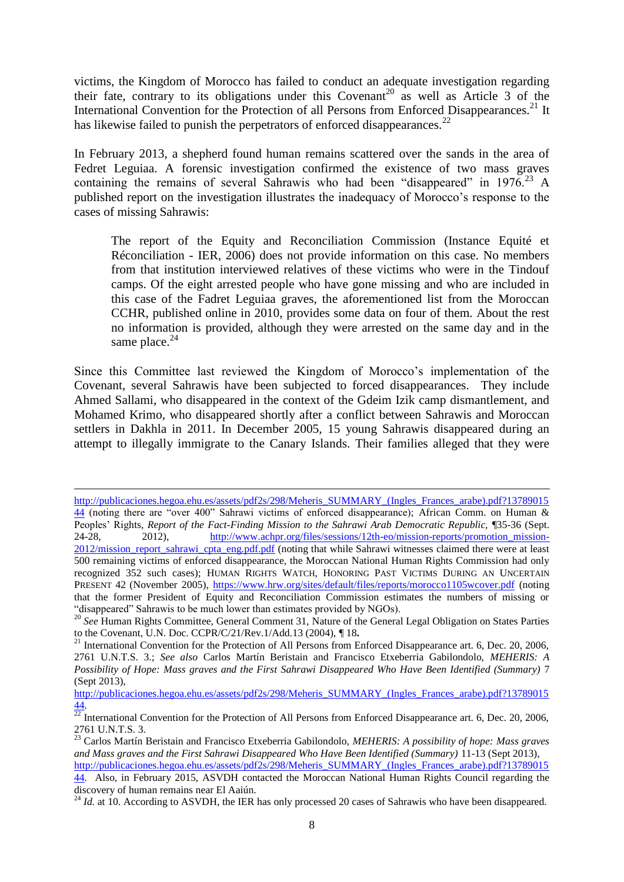victims, the Kingdom of Morocco has failed to conduct an adequate investigation regarding their fate, contrary to its obligations under this Covenant[20] as well as Article 3 of the International Convention for the Protection of all Persons from Enforced Disappearances.[21] It has likewise failed to punish the perpetrators of enforced disappearances.[22]

In February 2013, a shepherd found human remains scattered over the sands in the area of Fedret Leguiaa. A forensic investigation confirmed the existence of two mass graves containing the remains of several Sahrawis who had been "disappeared" in 1976.[23] A published report on the investigation illustrates the inadequacy of Morocco's response to the cases of missing Sahrawis:

> The report of the Equity and Reconciliation Commission (Instance Equité et Réconciliation - IER, 2006) does not provide information on this case. No members from that institution interviewed relatives of these victims who were in the Tindouf camps. Of the eight arrested people who have gone missing and who are included in this case of the Fadret Leguiaa graves, the aforementioned list from the Moroccan CCHR, published online in 2010, provides some data on four of them. About the rest no information is provided, although they were arrested on the same day and in the same place.[24]

Since this Committee last reviewed the Kingdom of Morocco's implementation of the Covenant, several Sahrawis have been subjected to forced disappearances. They include Ahmed Sallami, who disappeared in the context of the Gdeim Izik camp dismantlement, and Mohamed Krimo, who disappeared shortly after a conflict between Sahrawis and Moroccan settlers in Dakhla in 2011. In December 2005, 15 young Sahrawis disappeared during an attempt to illegally immigrate to the Canary Islands. Their families alleged that they were

---

http://publicaciones.hegoa.ehu.es/assets/pdf2s/298/Meheris_SUMMARY_(Ingles_Frances_arabe).pdf?1378901544 (noting there are "over 400" Sahrawi victims of enforced disappearance); African Comm. on Human & Peoples' Rights, *Report of the Fact-Finding Mission to the Sahrawi Arab Democratic Republic*, ¶35-36 (Sept. 24-28, 2012), http://www.achpr.org/files/sessions/12th-eo/mission-reports/promotion_mission-2012/mission_report_sahrawi_cpta_eng.pdf.pdf (noting that while Sahrawi witnesses claimed there were at least 500 remaining victims of enforced disappearance, the Moroccan National Human Rights Commission had only recognized 352 such cases); HUMAN RIGHTS WATCH, HONORING PAST VICTIMS DURING AN UNCERTAIN PRESENT 42 (November 2005), https://www.hrw.org/sites/default/files/reports/morocco1105wcover.pdf (noting that the former President of Equity and Reconciliation Commission estimates the numbers of missing or "disappeared" Sahrawis to be much lower than estimates provided by NGOs).

[20] *See* Human Rights Committee, General Comment 31, Nature of the General Legal Obligation on States Parties to the Covenant, U.N. Doc. CCPR/C/21/Rev.1/Add.13 (2004), ¶ 18.

[21] International Convention for the Protection of All Persons from Enforced Disappearance art. 6, Dec. 20, 2006, 2761 U.N.T.S. 3.; *See also* Carlos Martín Beristain and Francisco Etxeberria Gabilondolo, *MEHERIS: A Possibility of Hope: Mass graves and the First Sahrawi Disappeared Who Have Been Identified (Summary)* 7 (Sept 2013), http://publicaciones.hegoa.ehu.es/assets/pdf2s/298/Meheris_SUMMARY_(Ingles_Frances_arabe).pdf?1378901544.

[22] International Convention for the Protection of All Persons from Enforced Disappearance art. 6, Dec. 20, 2006, 2761 U.N.T.S. 3.

[23] Carlos Martín Beristain and Francisco Etxeberria Gabilondolo, *MEHERIS: A possibility of hope: Mass graves and Mass graves and the First Sahrawi Disappeared Who Have Been Identified (Summary)* 11-13 (Sept 2013), http://publicaciones.hegoa.ehu.es/assets/pdf2s/298/Meheris_SUMMARY_(Ingles_Frances_arabe).pdf?1378901544. Also, in February 2015, ASVDH contacted the Moroccan National Human Rights Council regarding the discovery of human remains near El Aaiún.

[24] *Id.* at 10. According to ASVDH, the IER has only processed 20 cases of Sahrawis who have been disappeared.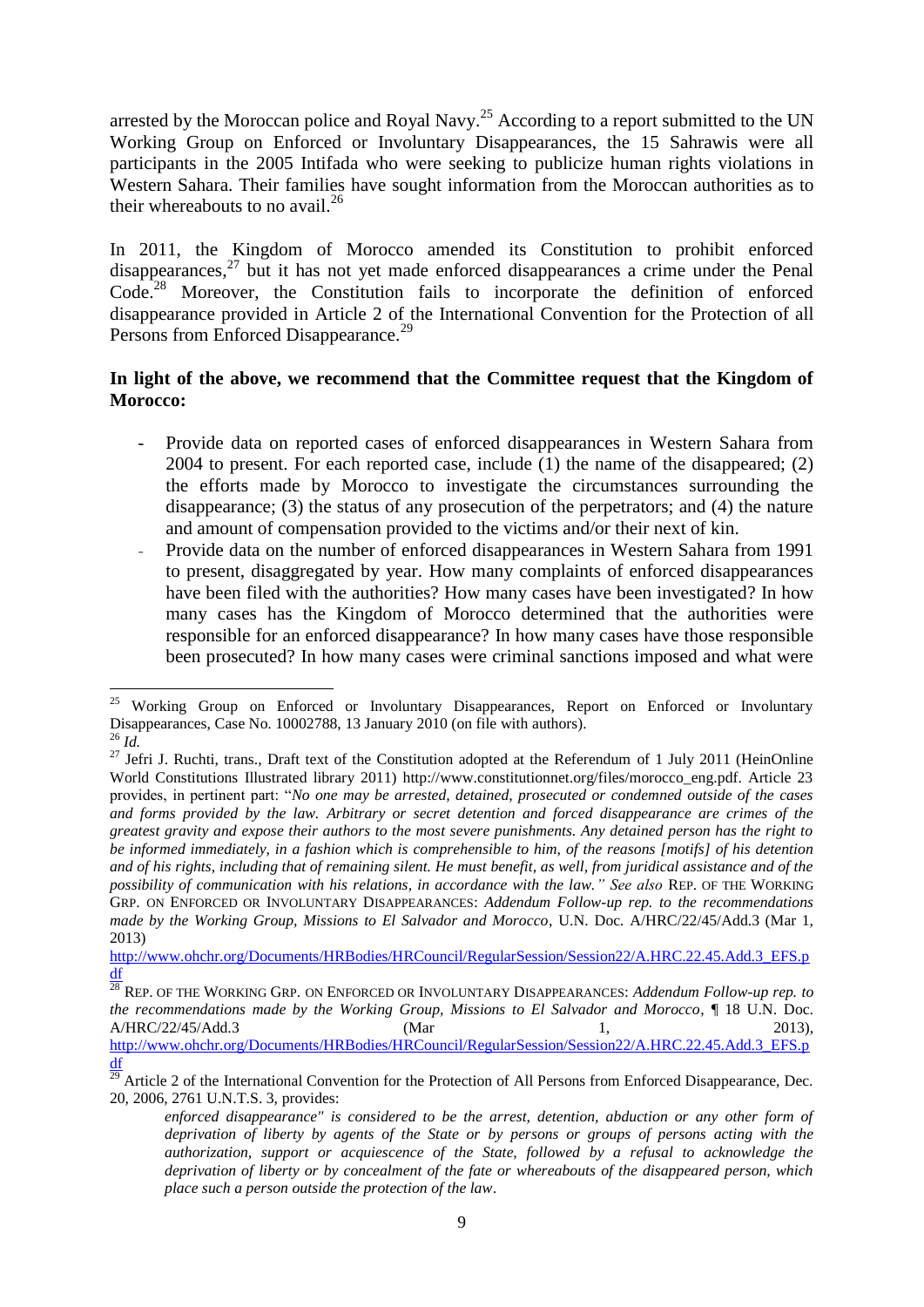arrested by the Moroccan police and Royal Navy.[25] According to a report submitted to the UN Working Group on Enforced or Involuntary Disappearances, the 15 Sahrawis were all participants in the 2005 Intifada who were seeking to publicize human rights violations in Western Sahara. Their families have sought information from the Moroccan authorities as to their whereabouts to no avail.[26]

In 2011, the Kingdom of Morocco amended its Constitution to prohibit enforced disappearances,[27] but it has not yet made enforced disappearances a crime under the Penal Code.[28] Moreover, the Constitution fails to incorporate the definition of enforced disappearance provided in Article 2 of the International Convention for the Protection of all Persons from Enforced Disappearance.[29]

**In light of the above, we recommend that the Committee request that the Kingdom of Morocco:**

- Provide data on reported cases of enforced disappearances in Western Sahara from 2004 to present. For each reported case, include (1) the name of the disappeared; (2) the efforts made by Morocco to investigate the circumstances surrounding the disappearance; (3) the status of any prosecution of the perpetrators; and (4) the nature and amount of compensation provided to the victims and/or their next of kin.
- Provide data on the number of enforced disappearances in Western Sahara from 1991 to present, disaggregated by year. How many complaints of enforced disappearances have been filed with the authorities? How many cases have been investigated? In how many cases has the Kingdom of Morocco determined that the authorities were responsible for an enforced disappearance? In how many cases have those responsible been prosecuted? In how many cases were criminal sanctions imposed and what were

---

[25] Working Group on Enforced or Involuntary Disappearances, Report on Enforced or Involuntary Disappearances, Case No. 10002788, 13 January 2010 (on file with authors).

[26] *Id.*

[27] Jefri J. Ruchti, trans., Draft text of the Constitution adopted at the Referendum of 1 July 2011 (HeinOnline World Constitutions Illustrated library 2011) http://www.constitutionnet.org/files/morocco_eng.pdf. Article 23 provides, in pertinent part: "*No one may be arrested, detained, prosecuted or condemned outside of the cases and forms provided by the law. Arbitrary or secret detention and forced disappearance are crimes of the greatest gravity and expose their authors to the most severe punishments. Any detained person has the right to be informed immediately, in a fashion which is comprehensible to him, of the reasons [motifs] of his detention and of his rights, including that of remaining silent. He must benefit, as well, from juridical assistance and of the possibility of communication with his relations, in accordance with the law." See also* REP. OF THE WORKING GRP. ON ENFORCED OR INVOLUNTARY DISAPPEARANCES: *Addendum Follow-up rep. to the recommendations made by the Working Group, Missions to El Salvador and Morocco*, U.N. Doc. A/HRC/22/45/Add.3 (Mar 1, 2013) http://www.ohchr.org/Documents/HRBodies/HRCouncil/RegularSession/Session22/A.HRC.22.45.Add.3_EFS.pdf

[28] REP. OF THE WORKING GRP. ON ENFORCED OR INVOLUNTARY DISAPPEARANCES: *Addendum Follow-up rep. to the recommendations made by the Working Group, Missions to El Salvador and Morocco*, ¶ 18 U.N. Doc. A/HRC/22/45/Add.3 (Mar 1, 2013), http://www.ohchr.org/Documents/HRBodies/HRCouncil/RegularSession/Session22/A.HRC.22.45.Add.3_EFS.pdf

[29] Article 2 of the International Convention for the Protection of All Persons from Enforced Disappearance, Dec. 20, 2006, 2761 U.N.T.S. 3, provides:

> *enforced disappearance" is considered to be the arrest, detention, abduction or any other form of deprivation of liberty by agents of the State or by persons or groups of persons acting with the authorization, support or acquiescence of the State, followed by a refusal to acknowledge the deprivation of liberty or by concealment of the fate or whereabouts of the disappeared person, which place such a person outside the protection of the law.*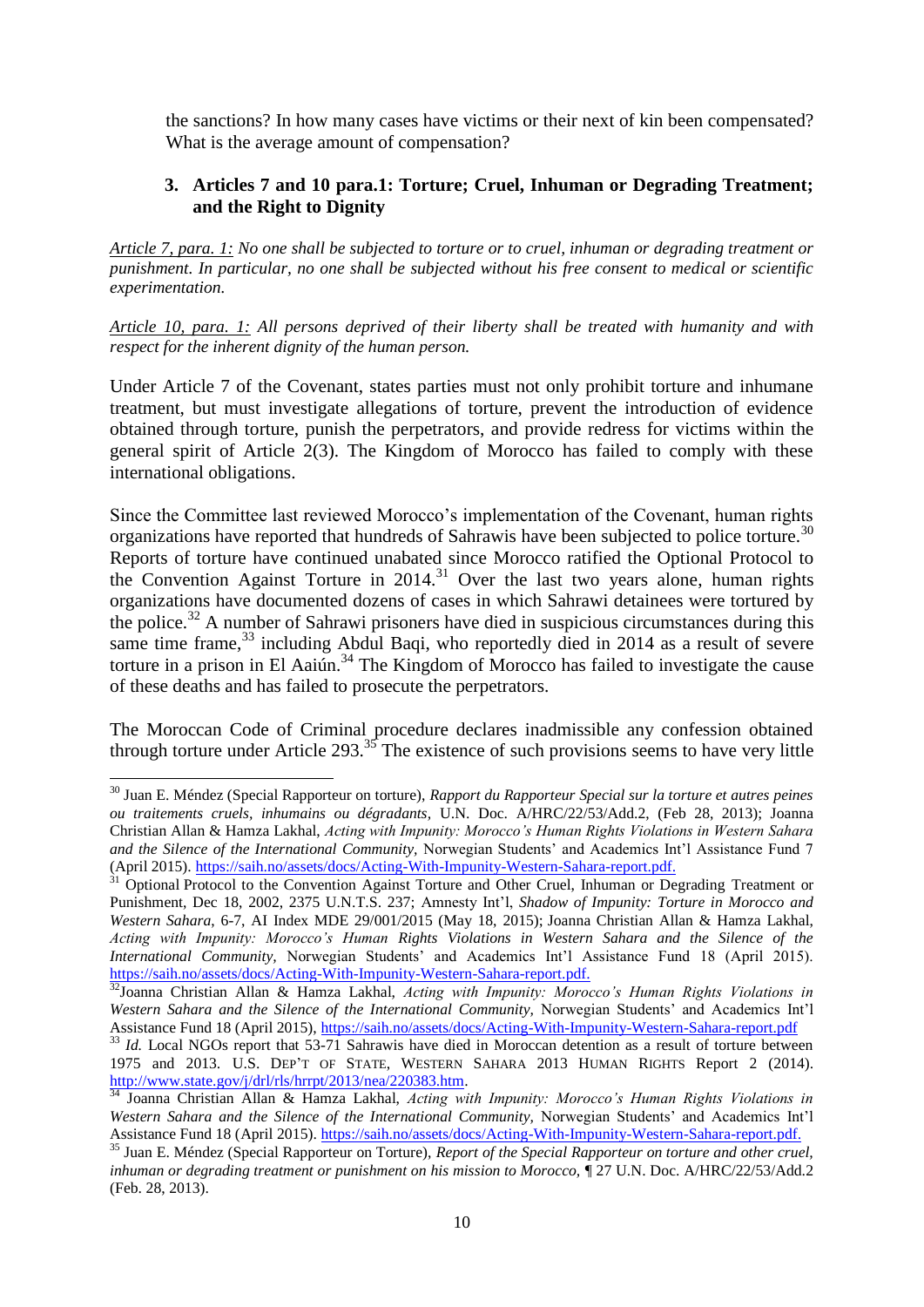the sanctions? In how many cases have victims or their next of kin been compensated? What is the average amount of compensation?

### 3. Articles 7 and 10 para.1: Torture; Cruel, Inhuman or Degrading Treatment; and the Right to Dignity

*Article 7, para. 1: No one shall be subjected to torture or to cruel, inhuman or degrading treatment or punishment. In particular, no one shall be subjected without his free consent to medical or scientific experimentation.*

*Article 10, para. 1: All persons deprived of their liberty shall be treated with humanity and with respect for the inherent dignity of the human person.*

Under Article 7 of the Covenant, states parties must not only prohibit torture and inhumane treatment, but must investigate allegations of torture, prevent the introduction of evidence obtained through torture, punish the perpetrators, and provide redress for victims within the general spirit of Article 2(3). The Kingdom of Morocco has failed to comply with these international obligations.

Since the Committee last reviewed Morocco's implementation of the Covenant, human rights organizations have reported that hundreds of Sahrawis have been subjected to police torture.[30] Reports of torture have continued unabated since Morocco ratified the Optional Protocol to the Convention Against Torture in 2014.[31] Over the last two years alone, human rights organizations have documented dozens of cases in which Sahrawi detainees were tortured by the police.[32] A number of Sahrawi prisoners have died in suspicious circumstances during this same time frame,[33] including Abdul Baqi, who reportedly died in 2014 as a result of severe torture in a prison in El Aaiún.[34] The Kingdom of Morocco has failed to investigate the cause of these deaths and has failed to prosecute the perpetrators.

The Moroccan Code of Criminal procedure declares inadmissible any confession obtained through torture under Article 293.[35] The existence of such provisions seems to have very little

---

[30] Juan E. Méndez (Special Rapporteur on torture), *Rapport du Rapporteur Special sur la torture et autres peines ou traitements cruels, inhumains ou dégradants*, U.N. Doc. A/HRC/22/53/Add.2, (Feb 28, 2013); Joanna Christian Allan & Hamza Lakhal, *Acting with Impunity: Morocco's Human Rights Violations in Western Sahara and the Silence of the International Community*, Norwegian Students' and Academics Int'l Assistance Fund 7 (April 2015). https://saih.no/assets/docs/Acting-With-Impunity-Western-Sahara-report.pdf.

[31] Optional Protocol to the Convention Against Torture and Other Cruel, Inhuman or Degrading Treatment or Punishment, Dec 18, 2002, 2375 U.N.T.S. 237; Amnesty Int'l, *Shadow of Impunity: Torture in Morocco and Western Sahara*, 6-7, AI Index MDE 29/001/2015 (May 18, 2015); Joanna Christian Allan & Hamza Lakhal, *Acting with Impunity: Morocco's Human Rights Violations in Western Sahara and the Silence of the International Community*, Norwegian Students' and Academics Int'l Assistance Fund 18 (April 2015). https://saih.no/assets/docs/Acting-With-Impunity-Western-Sahara-report.pdf.

[32] Joanna Christian Allan & Hamza Lakhal, *Acting with Impunity: Morocco's Human Rights Violations in Western Sahara and the Silence of the International Community*, Norwegian Students' and Academics Int'l Assistance Fund 18 (April 2015), https://saih.no/assets/docs/Acting-With-Impunity-Western-Sahara-report.pdf

[33] *Id.* Local NGOs report that 53-71 Sahrawis have died in Moroccan detention as a result of torture between 1975 and 2013. U.S. DEP'T OF STATE, WESTERN SAHARA 2013 HUMAN RIGHTS Report 2 (2014). http://www.state.gov/j/drl/rls/hrrpt/2013/nea/220383.htm.

[34] Joanna Christian Allan & Hamza Lakhal, *Acting with Impunity: Morocco's Human Rights Violations in Western Sahara and the Silence of the International Community*, Norwegian Students' and Academics Int'l Assistance Fund 18 (April 2015). https://saih.no/assets/docs/Acting-With-Impunity-Western-Sahara-report.pdf.

[35] Juan E. Méndez (Special Rapporteur on Torture), *Report of the Special Rapporteur on torture and other cruel, inhuman or degrading treatment or punishment on his mission to Morocco*, ¶ 27 U.N. Doc. A/HRC/22/53/Add.2 (Feb. 28, 2013).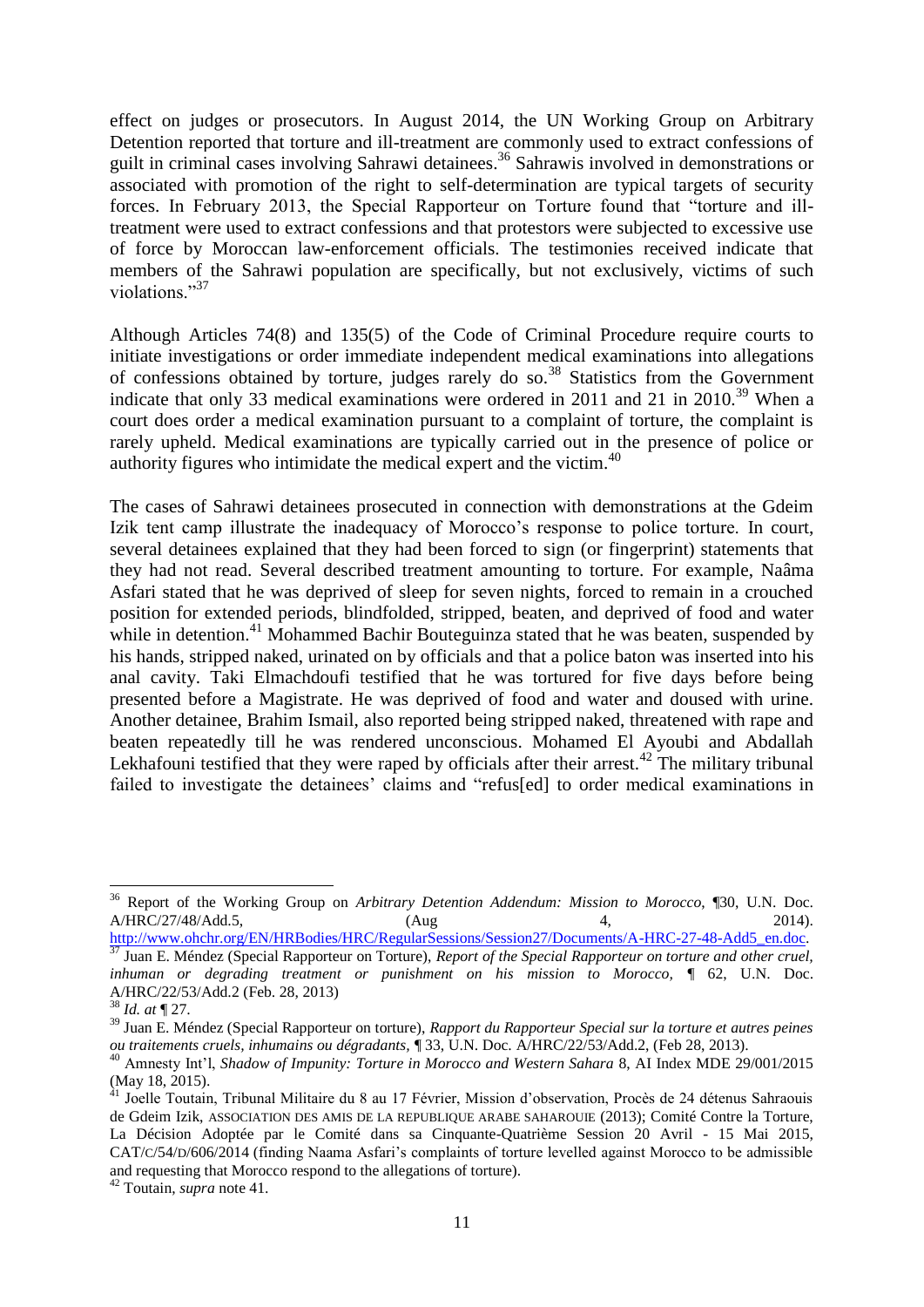effect on judges or prosecutors. In August 2014, the UN Working Group on Arbitrary Detention reported that torture and ill-treatment are commonly used to extract confessions of guilt in criminal cases involving Sahrawi detainees.[36] Sahrawis involved in demonstrations or associated with promotion of the right to self-determination are typical targets of security forces. In February 2013, the Special Rapporteur on Torture found that "torture and ill-treatment were used to extract confessions and that protestors were subjected to excessive use of force by Moroccan law-enforcement officials. The testimonies received indicate that members of the Sahrawi population are specifically, but not exclusively, victims of such violations."[37]

Although Articles 74(8) and 135(5) of the Code of Criminal Procedure require courts to initiate investigations or order immediate independent medical examinations into allegations of confessions obtained by torture, judges rarely do so.[38] Statistics from the Government indicate that only 33 medical examinations were ordered in 2011 and 21 in 2010.[39] When a court does order a medical examination pursuant to a complaint of torture, the complaint is rarely upheld. Medical examinations are typically carried out in the presence of police or authority figures who intimidate the medical expert and the victim.[40]

The cases of Sahrawi detainees prosecuted in connection with demonstrations at the Gdeim Izik tent camp illustrate the inadequacy of Morocco's response to police torture. In court, several detainees explained that they had been forced to sign (or fingerprint) statements that they had not read. Several described treatment amounting to torture. For example, Naâma Asfari stated that he was deprived of sleep for seven nights, forced to remain in a crouched position for extended periods, blindfolded, stripped, beaten, and deprived of food and water while in detention.[41] Mohammed Bachir Bouteguinza stated that he was beaten, suspended by his hands, stripped naked, urinated on by officials and that a police baton was inserted into his anal cavity. Taki Elmachdoufi testified that he was tortured for five days before being presented before a Magistrate. He was deprived of food and water and doused with urine. Another detainee, Brahim Ismail, also reported being stripped naked, threatened with rape and beaten repeatedly till he was rendered unconscious. Mohamed El Ayoubi and Abdallah Lekhafouni testified that they were raped by officials after their arrest.[42] The military tribunal failed to investigate the detainees' claims and "refus[ed] to order medical examinations in

---

[36] Report of the Working Group on *Arbitrary Detention Addendum: Mission to Morocco*, ¶30, U.N. Doc. A/HRC/27/48/Add.5, (Aug 4, 2014). http://www.ohchr.org/EN/HRBodies/HRC/RegularSessions/Session27/Documents/A-HRC-27-48-Add5_en.doc.

[37] Juan E. Méndez (Special Rapporteur on Torture), *Report of the Special Rapporteur on torture and other cruel, inhuman or degrading treatment or punishment on his mission to Morocco*, ¶ 62, U.N. Doc. A/HRC/22/53/Add.2 (Feb. 28, 2013)

[38] *Id. at* ¶ 27.

[39] Juan E. Méndez (Special Rapporteur on torture), *Rapport du Rapporteur Special sur la torture et autres peines ou traitements cruels, inhumains ou dégradants*, ¶ 33, U.N. Doc. A/HRC/22/53/Add.2, (Feb 28, 2013).

[40] Amnesty Int'l, *Shadow of Impunity: Torture in Morocco and Western Sahara* 8, AI Index MDE 29/001/2015 (May 18, 2015).

[41] Joelle Toutain, Tribunal Militaire du 8 au 17 Février, Mission d'observation, Procès de 24 détenus Sahraouis de Gdeim Izik, ASSOCIATION DES AMIS DE LA REPUBLIQUE ARABE SAHAROUIE (2013); Comité Contre la Torture, La Décision Adoptée par le Comité dans sa Cinquante-Quatrième Session 20 Avril - 15 Mai 2015, CAT/C/54/D/606/2014 (finding Naama Asfari's complaints of torture levelled against Morocco to be admissible and requesting that Morocco respond to the allegations of torture).

[42] Toutain, *supra* note 41.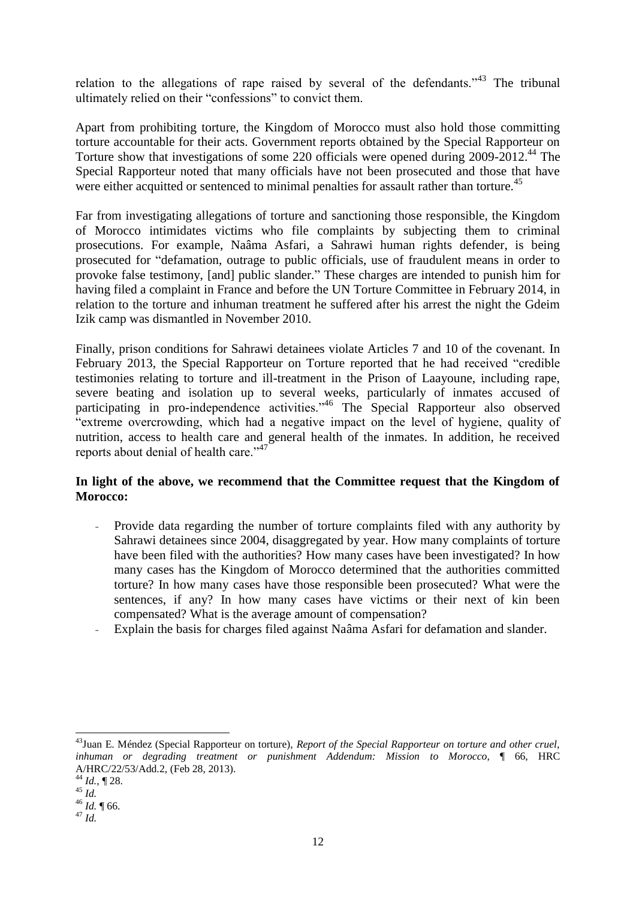relation to the allegations of rape raised by several of the defendants."[43] The tribunal ultimately relied on their "confessions" to convict them.

Apart from prohibiting torture, the Kingdom of Morocco must also hold those committing torture accountable for their acts. Government reports obtained by the Special Rapporteur on Torture show that investigations of some 220 officials were opened during 2009-2012.[44] The Special Rapporteur noted that many officials have not been prosecuted and those that have were either acquitted or sentenced to minimal penalties for assault rather than torture.[45]

Far from investigating allegations of torture and sanctioning those responsible, the Kingdom of Morocco intimidates victims who file complaints by subjecting them to criminal prosecutions. For example, Naâma Asfari, a Sahrawi human rights defender, is being prosecuted for "defamation, outrage to public officials, use of fraudulent means in order to provoke false testimony, [and] public slander." These charges are intended to punish him for having filed a complaint in France and before the UN Torture Committee in February 2014, in relation to the torture and inhuman treatment he suffered after his arrest the night the Gdeim Izik camp was dismantled in November 2010.

Finally, prison conditions for Sahrawi detainees violate Articles 7 and 10 of the covenant. In February 2013, the Special Rapporteur on Torture reported that he had received "credible testimonies relating to torture and ill-treatment in the Prison of Laayoune, including rape, severe beating and isolation up to several weeks, particularly of inmates accused of participating in pro-independence activities."[46] The Special Rapporteur also observed "extreme overcrowding, which had a negative impact on the level of hygiene, quality of nutrition, access to health care and general health of the inmates. In addition, he received reports about denial of health care."[47]

**In light of the above, we recommend that the Committee request that the Kingdom of Morocco:**

- Provide data regarding the number of torture complaints filed with any authority by Sahrawi detainees since 2004, disaggregated by year. How many complaints of torture have been filed with the authorities? How many cases have been investigated? In how many cases has the Kingdom of Morocco determined that the authorities committed torture? In how many cases have those responsible been prosecuted? What were the sentences, if any? In how many cases have victims or their next of kin been compensated? What is the average amount of compensation?
- Explain the basis for charges filed against Naâma Asfari for defamation and slander.

---

[43] Juan E. Méndez (Special Rapporteur on torture), *Report of the Special Rapporteur on torture and other cruel, inhuman or degrading treatment or punishment Addendum: Mission to Morocco*, ¶ 66, HRC A/HRC/22/53/Add.2, (Feb 28, 2013).

[44] *Id.*, ¶ 28.

[45] *Id.*

[46] *Id.* ¶ 66.

[47] *Id.*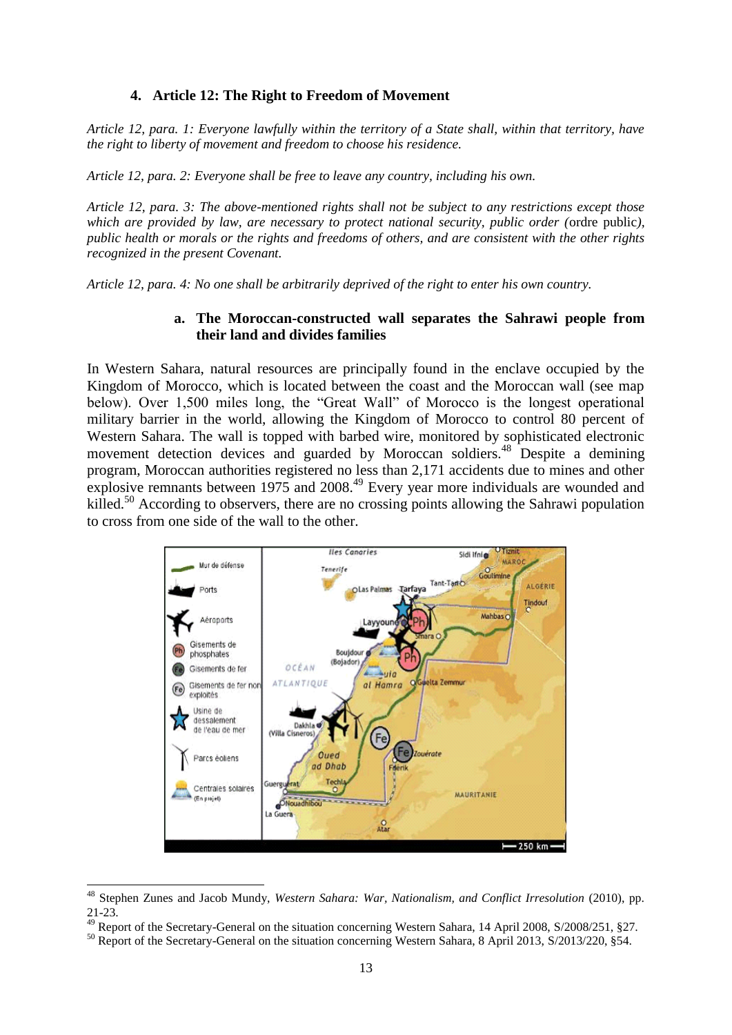## 4. Article 12: The Right to Freedom of Movement

*Article 12, para. 1: Everyone lawfully within the territory of a State shall, within that territory, have the right to liberty of movement and freedom to choose his residence.*

*Article 12, para. 2: Everyone shall be free to leave any country, including his own.*

*Article 12, para. 3: The above-mentioned rights shall not be subject to any restrictions except those which are provided by law, are necessary to protect national security, public order (*ordre public*), public health or morals or the rights and freedoms of others, and are consistent with the other rights recognized in the present Covenant.*

*Article 12, para. 4: No one shall be arbitrarily deprived of the right to enter his own country.*

### a. The Moroccan-constructed wall separates the Sahrawi people from their land and divides families

In Western Sahara, natural resources are principally found in the enclave occupied by the Kingdom of Morocco, which is located between the coast and the Moroccan wall (see map below). Over 1,500 miles long, the "Great Wall" of Morocco is the longest operational military barrier in the world, allowing the Kingdom of Morocco to control 80 percent of Western Sahara. The wall is topped with barbed wire, monitored by sophisticated electronic movement detection devices and guarded by Moroccan soldiers.[48] Despite a demining program, Moroccan authorities registered no less than 2,171 accidents due to mines and other explosive remnants between 1975 and 2008.[49] Every year more individuals are wounded and killed.[50] According to observers, there are no crossing points allowing the Sahrawi population to cross from one side of the wall to the other.

[48] Stephen Zunes and Jacob Mundy, *Western Sahara: War, Nationalism, and Conflict Irresolution* (2010), pp. 21-23.

[49] Report of the Secretary-General on the situation concerning Western Sahara, 14 April 2008, S/2008/251, §27.

[50] Report of the Secretary-General on the situation concerning Western Sahara, 8 April 2013, S/2013/220, §54.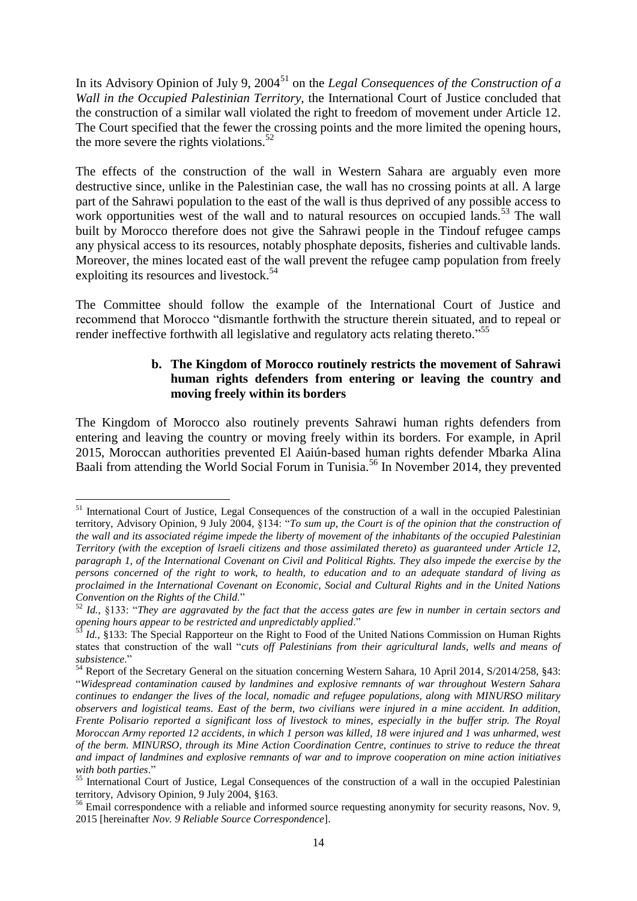In its Advisory Opinion of July 9, 2004[51] on the *Legal Consequences of the Construction of a Wall in the Occupied Palestinian Territory*, the International Court of Justice concluded that the construction of a similar wall violated the right to freedom of movement under Article 12. The Court specified that the fewer the crossing points and the more limited the opening hours, the more severe the rights violations.[52]

The effects of the construction of the wall in Western Sahara are arguably even more destructive since, unlike in the Palestinian case, the wall has no crossing points at all. A large part of the Sahrawi population to the east of the wall is thus deprived of any possible access to work opportunities west of the wall and to natural resources on occupied lands.[53] The wall built by Morocco therefore does not give the Sahrawi people in the Tindouf refugee camps any physical access to its resources, notably phosphate deposits, fisheries and cultivable lands. Moreover, the mines located east of the wall prevent the refugee camp population from freely exploiting its resources and livestock.[54]

The Committee should follow the example of the International Court of Justice and recommend that Morocco "dismantle forthwith the structure therein situated, and to repeal or render ineffective forthwith all legislative and regulatory acts relating thereto."[55]

### b. The Kingdom of Morocco routinely restricts the movement of Sahrawi human rights defenders from entering or leaving the country and moving freely within its borders

The Kingdom of Morocco also routinely prevents Sahrawi human rights defenders from entering and leaving the country or moving freely within its borders. For example, in April 2015, Moroccan authorities prevented El Aaiún-based human rights defender Mbarka Alina Baali from attending the World Social Forum in Tunisia.[56] In November 2014, they prevented

---

[51] International Court of Justice, Legal Consequences of the construction of a wall in the occupied Palestinian territory, Advisory Opinion, 9 July 2004, §134: "*To sum up, the Court is of the opinion that the construction of the wall and its associated régime impede the liberty of movement of the inhabitants of the occupied Palestinian Territory (with the exception of lsraeli citizens and those assimilated thereto) as guaranteed under Article 12, paragraph 1, of the International Covenant on Civil and Political Rights. They also impede the exercise by the persons concerned of the right to work, to health, to education and to an adequate standard of living as proclaimed in the International Covenant on Economic, Social and Cultural Rights and in the United Nations Convention on the Rights of the Child.*"

[52] *Id.*, §133: "*They are aggravated by the fact that the access gates are few in number in certain sectors and opening hours appear to be restricted and unpredictably applied*."

[53] *Id.*, §133: The Special Rapporteur on the Right to Food of the United Nations Commission on Human Rights states that construction of the wall "*cuts off Palestinians from their agricultural lands, wells and means of subsistence.*"

[54] Report of the Secretary General on the situation concerning Western Sahara, 10 April 2014, S/2014/258, §43: "*Widespread contamination caused by landmines and explosive remnants of war throughout Western Sahara continues to endanger the lives of the local, nomadic and refugee populations, along with MINURSO military observers and logistical teams. East of the berm, two civilians were injured in a mine accident. In addition, Frente Polisario reported a significant loss of livestock to mines, especially in the buffer strip. The Royal Moroccan Army reported 12 accidents, in which 1 person was killed, 18 were injured and 1 was unharmed, west of the berm. MINURSO, through its Mine Action Coordination Centre, continues to strive to reduce the threat and impact of landmines and explosive remnants of war and to improve cooperation on mine action initiatives with both parties*."

[55] International Court of Justice, Legal Consequences of the construction of a wall in the occupied Palestinian territory, Advisory Opinion, 9 July 2004, §163.

[56] Email correspondence with a reliable and informed source requesting anonymity for security reasons, Nov. 9, 2015 [hereinafter *Nov. 9 Reliable Source Correspondence*].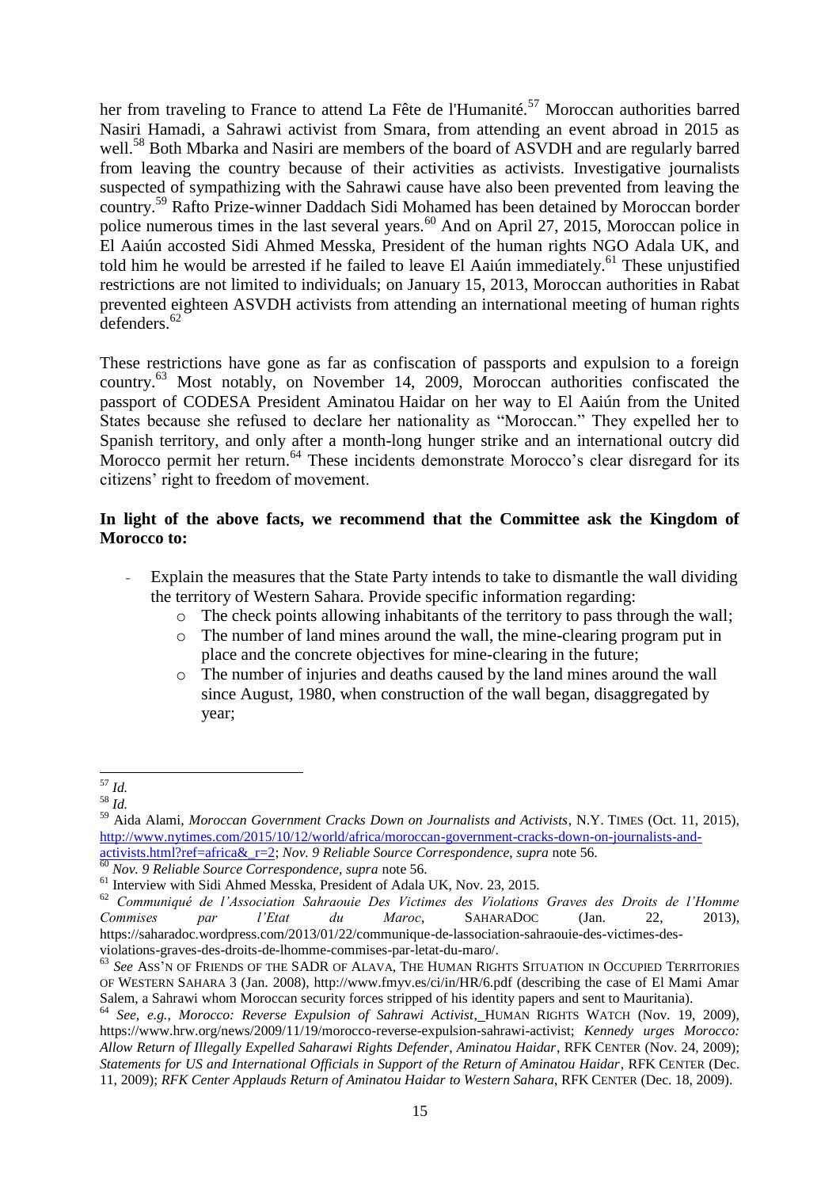her from traveling to France to attend La Fête de l'Humanité.[57] Moroccan authorities barred Nasiri Hamadi, a Sahrawi activist from Smara, from attending an event abroad in 2015 as well.[58] Both Mbarka and Nasiri are members of the board of ASVDH and are regularly barred from leaving the country because of their activities as activists. Investigative journalists suspected of sympathizing with the Sahrawi cause have also been prevented from leaving the country.[59] Rafto Prize-winner Daddach Sidi Mohamed has been detained by Moroccan border police numerous times in the last several years.[60] And on April 27, 2015, Moroccan police in El Aaiún accosted Sidi Ahmed Messka, President of the human rights NGO Adala UK, and told him he would be arrested if he failed to leave El Aaiún immediately.[61] These unjustified restrictions are not limited to individuals; on January 15, 2013, Moroccan authorities in Rabat prevented eighteen ASVDH activists from attending an international meeting of human rights defenders.[62]

These restrictions have gone as far as confiscation of passports and expulsion to a foreign country.[63] Most notably, on November 14, 2009, Moroccan authorities confiscated the passport of CODESA President Aminatou Haidar on her way to El Aaiún from the United States because she refused to declare her nationality as "Moroccan." They expelled her to Spanish territory, and only after a month-long hunger strike and an international outcry did Morocco permit her return.[64] These incidents demonstrate Morocco's clear disregard for its citizens' right to freedom of movement.

**In light of the above facts, we recommend that the Committee ask the Kingdom of Morocco to:**

- Explain the measures that the State Party intends to take to dismantle the wall dividing the territory of Western Sahara. Provide specific information regarding:
  - The check points allowing inhabitants of the territory to pass through the wall;
  - The number of land mines around the wall, the mine-clearing program put in place and the concrete objectives for mine-clearing in the future;
  - The number of injuries and deaths caused by the land mines around the wall since August, 1980, when construction of the wall began, disaggregated by year;

---

[57] *Id.*

[58] *Id.*

[59] Aida Alami, *Moroccan Government Cracks Down on Journalists and Activists*, N.Y. TIMES (Oct. 11, 2015), http://www.nytimes.com/2015/10/12/world/africa/moroccan-government-cracks-down-on-journalists-and-activists.html?ref=africa&_r=2; *Nov. 9 Reliable Source Correspondence*, *supra* note 56.

[60] *Nov. 9 Reliable Source Correspondence*, *supra* note 56.

[61] Interview with Sidi Ahmed Messka, President of Adala UK, Nov. 23, 2015.

[62] *Communiqué de l'Association Sahraouie Des Victimes des Violations Graves des Droits de l'Homme Commises par l'Etat du Maroc*, SAHARADOC (Jan. 22, 2013), https://saharadoc.wordpress.com/2013/01/22/communique-de-lassociation-sahraouie-des-victimes-des-violations-graves-des-droits-de-lhomme-commises-par-letat-du-maro/.

[63] *See* ASS'N OF FRIENDS OF THE SADR OF ALAVA, THE HUMAN RIGHTS SITUATION IN OCCUPIED TERRITORIES OF WESTERN SAHARA 3 (Jan. 2008), http://www.fmyv.es/ci/in/HR/6.pdf (describing the case of El Mami Amar Salem, a Sahrawi whom Moroccan security forces stripped of his identity papers and sent to Mauritania).

[64] *See, e.g.*, *Morocco: Reverse Expulsion of Sahrawi Activist*, HUMAN RIGHTS WATCH (Nov. 19, 2009), https://www.hrw.org/news/2009/11/19/morocco-reverse-expulsion-sahrawi-activist; *Kennedy urges Morocco: Allow Return of Illegally Expelled Saharawi Rights Defender, Aminatou Haidar*, RFK CENTER (Nov. 24, 2009); *Statements for US and International Officials in Support of the Return of Aminatou Haidar*, RFK CENTER (Dec. 11, 2009); *RFK Center Applauds Return of Aminatou Haidar to Western Sahara*, RFK CENTER (Dec. 18, 2009).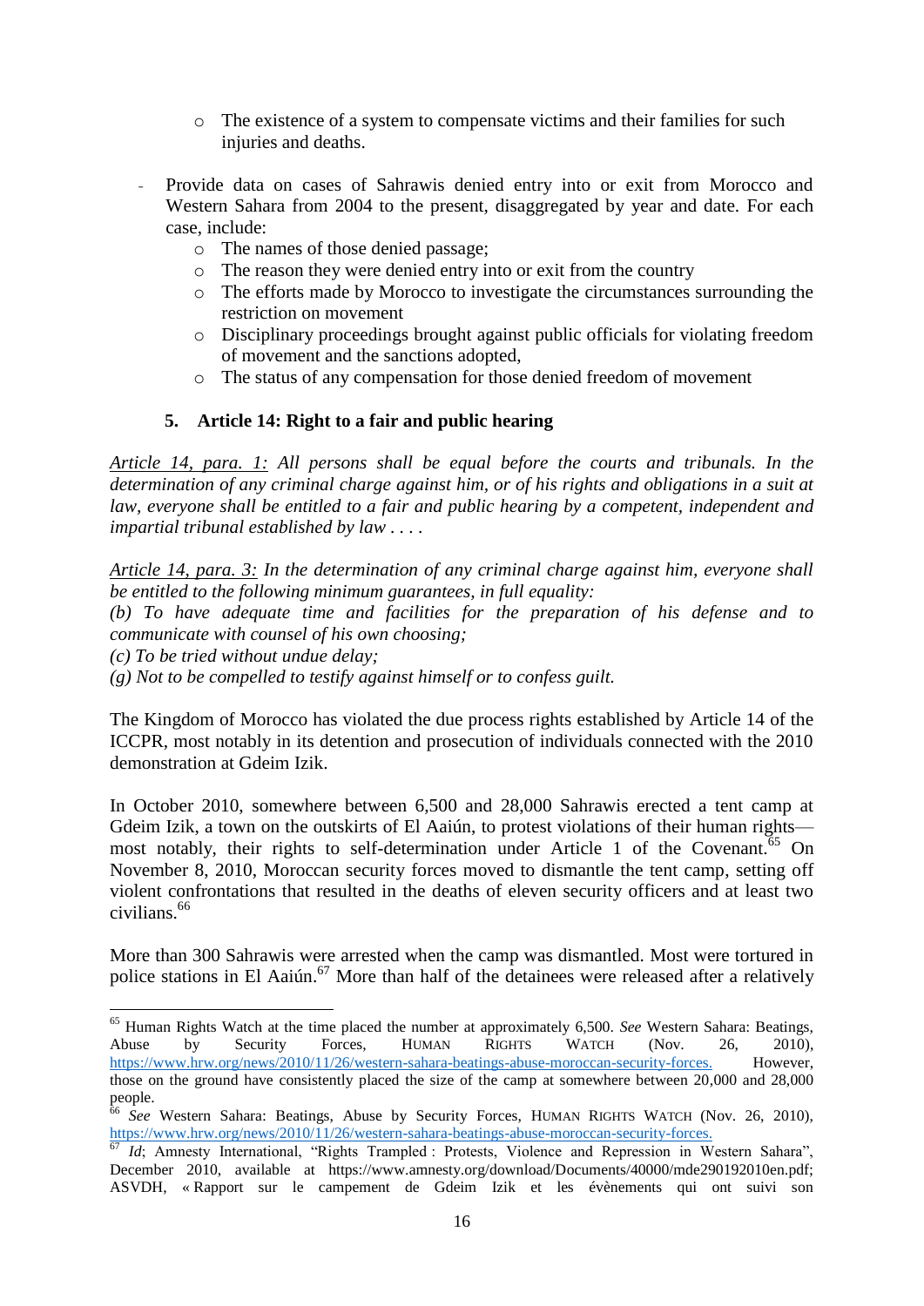- The existence of a system to compensate victims and their families for such injuries and deaths.

- Provide data on cases of Sahrawis denied entry into or exit from Morocco and Western Sahara from 2004 to the present, disaggregated by year and date. For each case, include:
  - The names of those denied passage;
  - The reason they were denied entry into or exit from the country
  - The efforts made by Morocco to investigate the circumstances surrounding the restriction on movement
  - Disciplinary proceedings brought against public officials for violating freedom of movement and the sanctions adopted,
  - The status of any compensation for those denied freedom of movement

### 5. Article 14: Right to a fair and public hearing

*<u>Article 14, para. 1:</u> All persons shall be equal before the courts and tribunals. In the determination of any criminal charge against him, or of his rights and obligations in a suit at law, everyone shall be entitled to a fair and public hearing by a competent, independent and impartial tribunal established by law . . . .*

*<u>Article 14, para. 3:</u> In the determination of any criminal charge against him, everyone shall be entitled to the following minimum guarantees, in full equality:*
*(b) To have adequate time and facilities for the preparation of his defense and to communicate with counsel of his own choosing;*
*(c) To be tried without undue delay;*
*(g) Not to be compelled to testify against himself or to confess guilt.*

The Kingdom of Morocco has violated the due process rights established by Article 14 of the ICCPR, most notably in its detention and prosecution of individuals connected with the 2010 demonstration at Gdeim Izik.

In October 2010, somewhere between 6,500 and 28,000 Sahrawis erected a tent camp at Gdeim Izik, a town on the outskirts of El Aaiún, to protest violations of their human rights—most notably, their rights to self-determination under Article 1 of the Covenant.[65] On November 8, 2010, Moroccan security forces moved to dismantle the tent camp, setting off violent confrontations that resulted in the deaths of eleven security officers and at least two civilians.[66]

More than 300 Sahrawis were arrested when the camp was dismantled. Most were tortured in police stations in El Aaiún.[67] More than half of the detainees were released after a relatively

---

[65] Human Rights Watch at the time placed the number at approximately 6,500. *See* Western Sahara: Beatings, Abuse by Security Forces, HUMAN RIGHTS WATCH (Nov. 26, 2010), https://www.hrw.org/news/2010/11/26/western-sahara-beatings-abuse-moroccan-security-forces. However, those on the ground have consistently placed the size of the camp at somewhere between 20,000 and 28,000 people.

[66] *See* Western Sahara: Beatings, Abuse by Security Forces, HUMAN RIGHTS WATCH (Nov. 26, 2010), https://www.hrw.org/news/2010/11/26/western-sahara-beatings-abuse-moroccan-security-forces.

[67] *Id*; Amnesty International, "Rights Trampled : Protests, Violence and Repression in Western Sahara", December 2010, available at https://www.amnesty.org/download/Documents/40000/mde290192010en.pdf; ASVDH, « Rapport sur le campement de Gdeim Izik et les évènements qui ont suivi son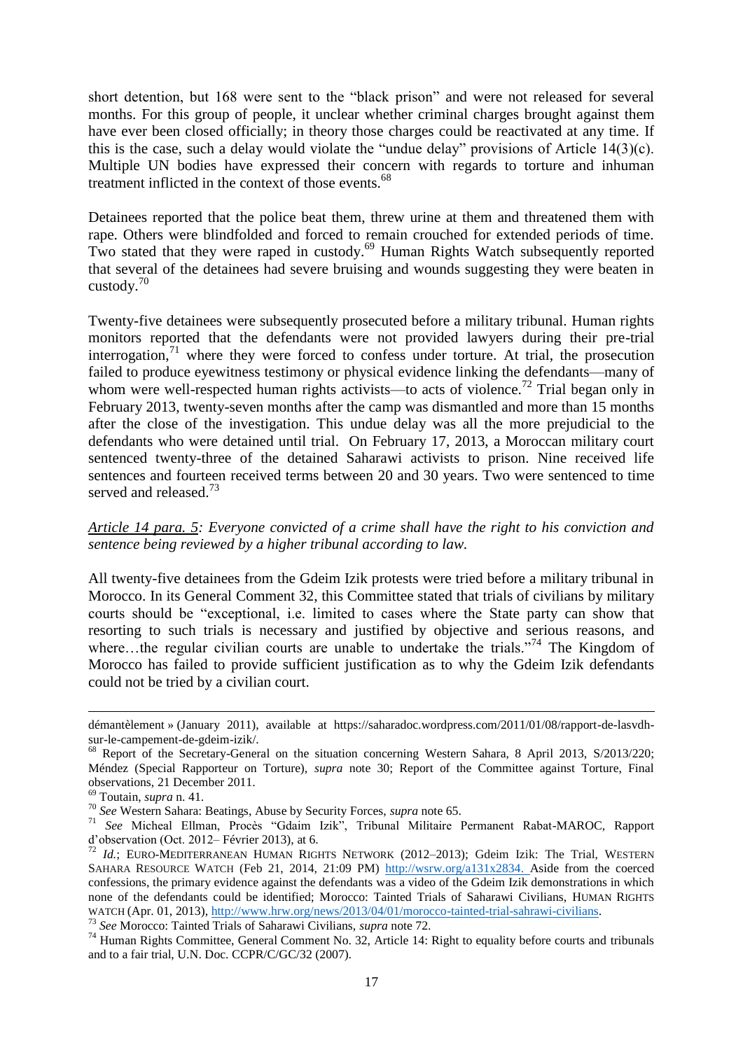short detention, but 168 were sent to the "black prison" and were not released for several months. For this group of people, it unclear whether criminal charges brought against them have ever been closed officially; in theory those charges could be reactivated at any time. If this is the case, such a delay would violate the "undue delay" provisions of Article 14(3)(c). Multiple UN bodies have expressed their concern with regards to torture and inhuman treatment inflicted in the context of those events.[68]

Detainees reported that the police beat them, threw urine at them and threatened them with rape. Others were blindfolded and forced to remain crouched for extended periods of time. Two stated that they were raped in custody.[69] Human Rights Watch subsequently reported that several of the detainees had severe bruising and wounds suggesting they were beaten in custody.[70]

Twenty-five detainees were subsequently prosecuted before a military tribunal. Human rights monitors reported that the defendants were not provided lawyers during their pre-trial interrogation,[71] where they were forced to confess under torture. At trial, the prosecution failed to produce eyewitness testimony or physical evidence linking the defendants—many of whom were well-respected human rights activists—to acts of violence.[72] Trial began only in February 2013, twenty-seven months after the camp was dismantled and more than 15 months after the close of the investigation. This undue delay was all the more prejudicial to the defendants who were detained until trial. On February 17, 2013, a Moroccan military court sentenced twenty-three of the detained Saharawi activists to prison. Nine received life sentences and fourteen received terms between 20 and 30 years. Two were sentenced to time served and released.[73]

*Article 14 para. 5: Everyone convicted of a crime shall have the right to his conviction and sentence being reviewed by a higher tribunal according to law.*

All twenty-five detainees from the Gdeim Izik protests were tried before a military tribunal in Morocco. In its General Comment 32, this Committee stated that trials of civilians by military courts should be "exceptional, i.e. limited to cases where the State party can show that resorting to such trials is necessary and justified by objective and serious reasons, and where…the regular civilian courts are unable to undertake the trials."[74] The Kingdom of Morocco has failed to provide sufficient justification as to why the Gdeim Izik defendants could not be tried by a civilian court.

---

démantèlement » (January 2011), available at https://saharadoc.wordpress.com/2011/01/08/rapport-de-lasvdh-sur-le-campement-de-gdeim-izik/.

[68] Report of the Secretary-General on the situation concerning Western Sahara, 8 April 2013, S/2013/220; Méndez (Special Rapporteur on Torture), *supra* note 30; Report of the Committee against Torture, Final observations, 21 December 2011.

[69] Toutain, *supra* n. 41.

[70] *See* Western Sahara: Beatings, Abuse by Security Forces, *supra* note 65.

[71] *See* Micheal Ellman, Procès "Gdaim Izik", Tribunal Militaire Permanent Rabat-MAROC, Rapport d'observation (Oct. 2012– Février 2013), at 6.

[72] *Id.*; EURO-MEDITERRANEAN HUMAN RIGHTS NETWORK (2012–2013); Gdeim Izik: The Trial, WESTERN SAHARA RESOURCE WATCH (Feb 21, 2014, 21:09 PM) http://wsrw.org/a131x2834. Aside from the coerced confessions, the primary evidence against the defendants was a video of the Gdeim Izik demonstrations in which none of the defendants could be identified; Morocco: Tainted Trials of Saharawi Civilians, HUMAN RIGHTS WATCH (Apr. 01, 2013), http://www.hrw.org/news/2013/04/01/morocco-tainted-trial-sahrawi-civilians.

[73] *See* Morocco: Tainted Trials of Saharawi Civilians, *supra* note 72.

[74] Human Rights Committee, General Comment No. 32, Article 14: Right to equality before courts and tribunals and to a fair trial, U.N. Doc. CCPR/C/GC/32 (2007).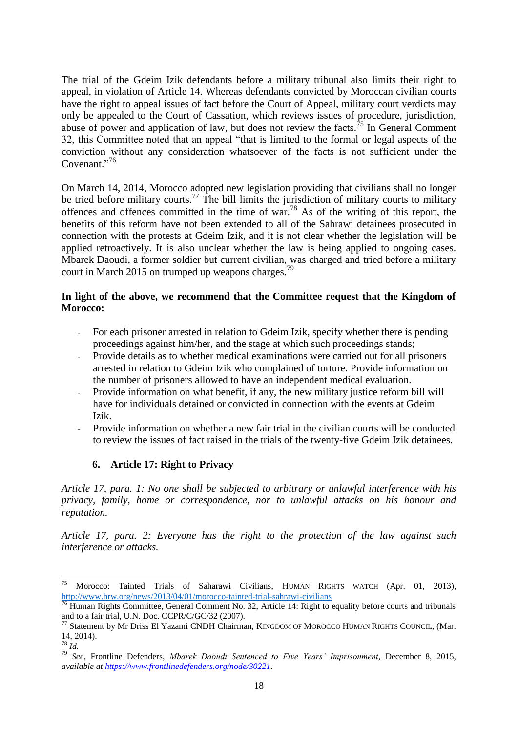The trial of the Gdeim Izik defendants before a military tribunal also limits their right to appeal, in violation of Article 14. Whereas defendants convicted by Moroccan civilian courts have the right to appeal issues of fact before the Court of Appeal, military court verdicts may only be appealed to the Court of Cassation, which reviews issues of procedure, jurisdiction, abuse of power and application of law, but does not review the facts.[75] In General Comment 32, this Committee noted that an appeal "that is limited to the formal or legal aspects of the conviction without any consideration whatsoever of the facts is not sufficient under the Covenant."[76]

On March 14, 2014, Morocco adopted new legislation providing that civilians shall no longer be tried before military courts.[77] The bill limits the jurisdiction of military courts to military offences and offences committed in the time of war.[78] As of the writing of this report, the benefits of this reform have not been extended to all of the Sahrawi detainees prosecuted in connection with the protests at Gdeim Izik, and it is not clear whether the legislation will be applied retroactively. It is also unclear whether the law is being applied to ongoing cases. Mbarek Daoudi, a former soldier but current civilian, was charged and tried before a military court in March 2015 on trumped up weapons charges.[79]

**In light of the above, we recommend that the Committee request that the Kingdom of Morocco:**

- For each prisoner arrested in relation to Gdeim Izik, specify whether there is pending proceedings against him/her, and the stage at which such proceedings stands;
- Provide details as to whether medical examinations were carried out for all prisoners arrested in relation to Gdeim Izik who complained of torture. Provide information on the number of prisoners allowed to have an independent medical evaluation.
- Provide information on what benefit, if any, the new military justice reform bill will have for individuals detained or convicted in connection with the events at Gdeim Izik.
- Provide information on whether a new fair trial in the civilian courts will be conducted to review the issues of fact raised in the trials of the twenty-five Gdeim Izik detainees.

### 6. Article 17: Right to Privacy

*Article 17, para. 1: No one shall be subjected to arbitrary or unlawful interference with his privacy, family, home or correspondence, nor to unlawful attacks on his honour and reputation.*

*Article 17, para. 2: Everyone has the right to the protection of the law against such interference or attacks.*

---

[75] Morocco: Tainted Trials of Saharawi Civilians, HUMAN RIGHTS WATCH (Apr. 01, 2013), http://www.hrw.org/news/2013/04/01/morocco-tainted-trial-sahrawi-civilians

[76] Human Rights Committee, General Comment No. 32, Article 14: Right to equality before courts and tribunals and to a fair trial, U.N. Doc. CCPR/C/GC/32 (2007).

[77] Statement by Mr Driss El Yazami CNDH Chairman, KINGDOM OF MOROCCO HUMAN RIGHTS COUNCIL, (Mar. 14, 2014).

[78] *Id.*

[79] *See,* Frontline Defenders, *Mbarek Daoudi Sentenced to Five Years' Imprisonment*, December 8, 2015, *available at https://www.frontlinedefenders.org/node/30221*.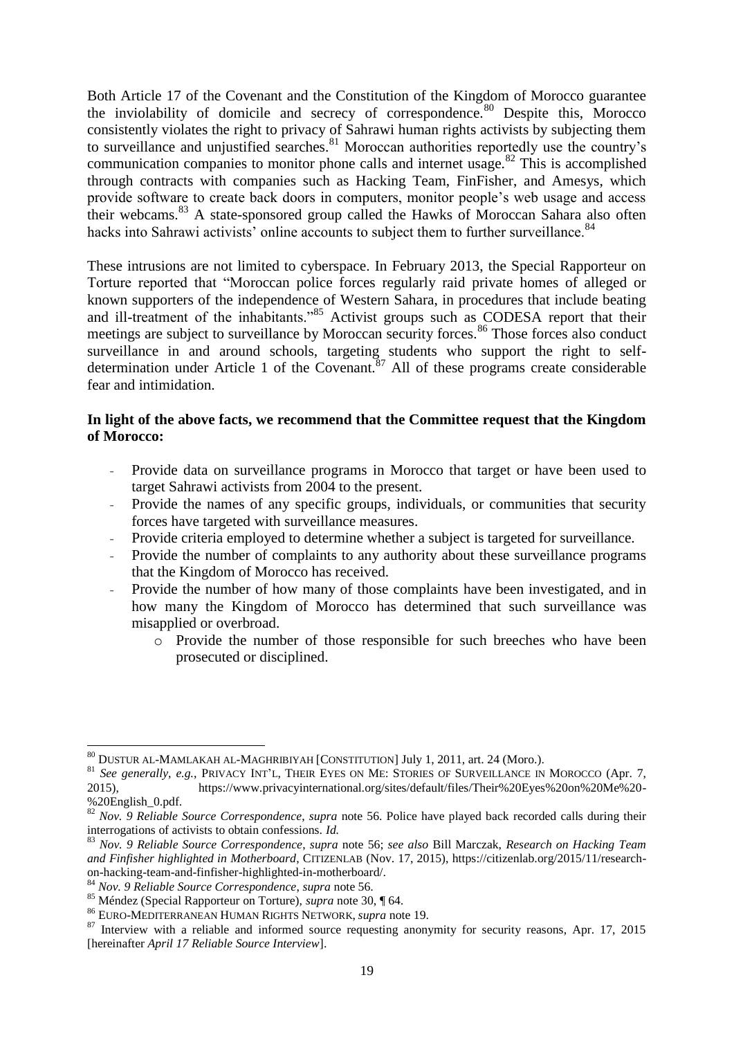Both Article 17 of the Covenant and the Constitution of the Kingdom of Morocco guarantee the inviolability of domicile and secrecy of correspondence.[80] Despite this, Morocco consistently violates the right to privacy of Sahrawi human rights activists by subjecting them to surveillance and unjustified searches.[81] Moroccan authorities reportedly use the country's communication companies to monitor phone calls and internet usage.[82] This is accomplished through contracts with companies such as Hacking Team, FinFisher, and Amesys, which provide software to create back doors in computers, monitor people's web usage and access their webcams.[83] A state-sponsored group called the Hawks of Moroccan Sahara also often hacks into Sahrawi activists' online accounts to subject them to further surveillance.[84]

These intrusions are not limited to cyberspace. In February 2013, the Special Rapporteur on Torture reported that "Moroccan police forces regularly raid private homes of alleged or known supporters of the independence of Western Sahara, in procedures that include beating and ill-treatment of the inhabitants."[85] Activist groups such as CODESA report that their meetings are subject to surveillance by Moroccan security forces.[86] Those forces also conduct surveillance in and around schools, targeting students who support the right to self-determination under Article 1 of the Covenant.[87] All of these programs create considerable fear and intimidation.

**In light of the above facts, we recommend that the Committee request that the Kingdom of Morocco:**

- Provide data on surveillance programs in Morocco that target or have been used to target Sahrawi activists from 2004 to the present.
- Provide the names of any specific groups, individuals, or communities that security forces have targeted with surveillance measures.
- Provide criteria employed to determine whether a subject is targeted for surveillance.
- Provide the number of complaints to any authority about these surveillance programs that the Kingdom of Morocco has received.
- Provide the number of how many of those complaints have been investigated, and in how many the Kingdom of Morocco has determined that such surveillance was misapplied or overbroad.
    - Provide the number of those responsible for such breeches who have been prosecuted or disciplined.

---

[80] DUSTUR AL-MAMLAKAH AL-MAGHRIBIYAH [CONSTITUTION] July 1, 2011, art. 24 (Moro.).

[81] *See generally, e.g.*, PRIVACY INT'L, THEIR EYES ON ME: STORIES OF SURVEILLANCE IN MOROCCO (Apr. 7, 2015), https://www.privacyinternational.org/sites/default/files/Their%20Eyes%20on%20Me%20-%20English_0.pdf.

[82] *Nov. 9 Reliable Source Correspondence*, *supra* note 56. Police have played back recorded calls during their interrogations of activists to obtain confessions. *Id.*

[83] *Nov. 9 Reliable Source Correspondence*, *supra* note 56; *see also* Bill Marczak, *Research on Hacking Team and Finfisher highlighted in Motherboard*, CITIZENLAB (Nov. 17, 2015), https://citizenlab.org/2015/11/research-on-hacking-team-and-finfisher-highlighted-in-motherboard/.

[84] *Nov. 9 Reliable Source Correspondence*, *supra* note 56.

[85] Méndez (Special Rapporteur on Torture), *supra* note 30, ¶ 64.

[86] EURO-MEDITERRANEAN HUMAN RIGHTS NETWORK, *supra* note 19.

[87] Interview with a reliable and informed source requesting anonymity for security reasons, Apr. 17, 2015 [hereinafter *April 17 Reliable Source Interview*].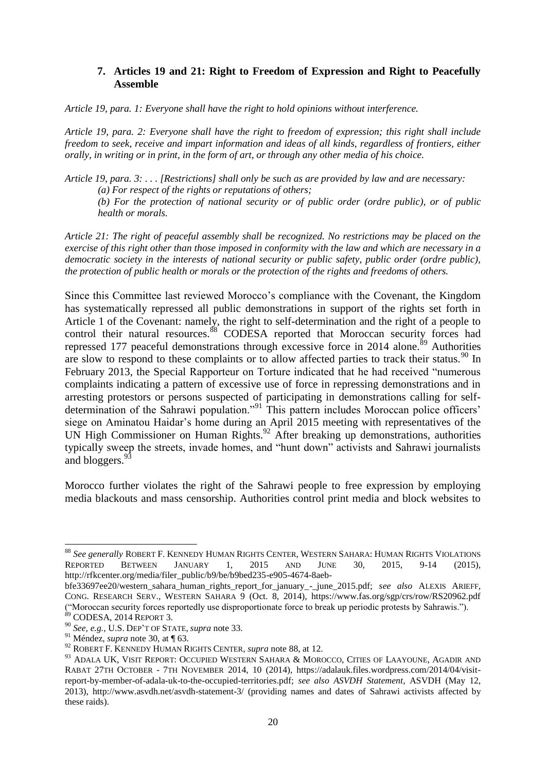### 7. Articles 19 and 21: Right to Freedom of Expression and Right to Peacefully Assemble

*Article 19, para. 1: Everyone shall have the right to hold opinions without interference.*

*Article 19, para. 2: Everyone shall have the right to freedom of expression; this right shall include freedom to seek, receive and impart information and ideas of all kinds, regardless of frontiers, either orally, in writing or in print, in the form of art, or through any other media of his choice.*

*Article 19, para. 3: . . . [Restrictions] shall only be such as are provided by law and are necessary:*

*(a) For respect of the rights or reputations of others;*

*(b) For the protection of national security or of public order (ordre public), or of public health or morals.*

*Article 21: The right of peaceful assembly shall be recognized. No restrictions may be placed on the exercise of this right other than those imposed in conformity with the law and which are necessary in a democratic society in the interests of national security or public safety, public order (ordre public), the protection of public health or morals or the protection of the rights and freedoms of others.*

Since this Committee last reviewed Morocco's compliance with the Covenant, the Kingdom has systematically repressed all public demonstrations in support of the rights set forth in Article 1 of the Covenant: namely, the right to self-determination and the right of a people to control their natural resources.[88] CODESA reported that Moroccan security forces had repressed 177 peaceful demonstrations through excessive force in 2014 alone.[89] Authorities are slow to respond to these complaints or to allow affected parties to track their status.[90] In February 2013, the Special Rapporteur on Torture indicated that he had received "numerous complaints indicating a pattern of excessive use of force in repressing demonstrations and in arresting protestors or persons suspected of participating in demonstrations calling for self-determination of the Sahrawi population."[91] This pattern includes Moroccan police officers' siege on Aminatou Haidar's home during an April 2015 meeting with representatives of the UN High Commissioner on Human Rights.[92] After breaking up demonstrations, authorities typically sweep the streets, invade homes, and "hunt down" activists and Sahrawi journalists and bloggers.[93]

Morocco further violates the right of the Sahrawi people to free expression by employing media blackouts and mass censorship. Authorities control print media and block websites to

---

[88] *See generally* ROBERT F. KENNEDY HUMAN RIGHTS CENTER, WESTERN SAHARA: HUMAN RIGHTS VIOLATIONS REPORTED BETWEEN JANUARY 1, 2015 AND JUNE 30, 2015, 9-14 (2015), http://rfkcenter.org/media/filer_public/b9/be/b9bed235-e905-4674-8aeb-bfe33697ee20/western_sahara_human_rights_report_for_january_-_june_2015.pdf; *see also* ALEXIS ARIEFF, CONG. RESEARCH SERV., WESTERN SAHARA 9 (Oct. 8, 2014), https://www.fas.org/sgp/crs/row/RS20962.pdf ("Moroccan security forces reportedly use disproportionate force to break up periodic protests by Sahrawis.").

[89] CODESA, 2014 REPORT 3.

[90] *See, e.g.*, U.S. DEP'T OF STATE, *supra* note 33.

[91] Méndez, *supra* note 30, at ¶ 63.

[92] ROBERT F. KENNEDY HUMAN RIGHTS CENTER, *supra* note 88, at 12.

[93] ADALA UK, VISIT REPORT: OCCUPIED WESTERN SAHARA & MOROCCO, CITIES OF LAAYOUNE, AGADIR AND RABAT 27TH OCTOBER - 7TH NOVEMBER 2014, 10 (2014), https://adalauk.files.wordpress.com/2014/04/visit-report-by-member-of-adala-uk-to-the-occupied-territories.pdf; *see also ASVDH Statement*, ASVDH (May 12, 2013), http://www.asvdh.net/asvdh-statement-3/ (providing names and dates of Sahrawi activists affected by these raids).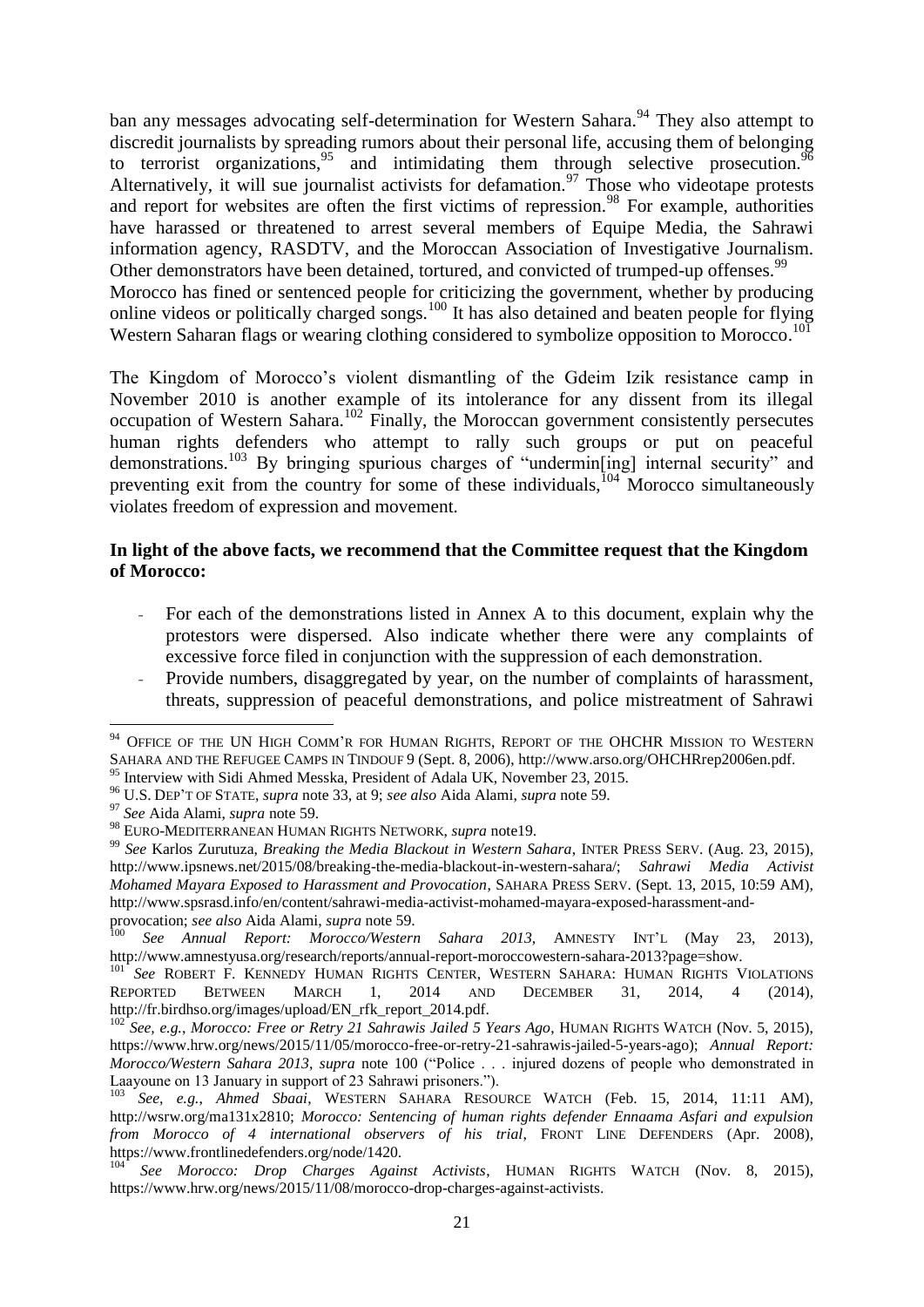ban any messages advocating self-determination for Western Sahara.[94] They also attempt to discredit journalists by spreading rumors about their personal life, accusing them of belonging to terrorist organizations,[95] and intimidating them through selective prosecution.[96] Alternatively, it will sue journalist activists for defamation.[97] Those who videotape protests and report for websites are often the first victims of repression.[98] For example, authorities have harassed or threatened to arrest several members of Equipe Media, the Sahrawi information agency, RASDTV, and the Moroccan Association of Investigative Journalism. Other demonstrators have been detained, tortured, and convicted of trumped-up offenses.[99] Morocco has fined or sentenced people for criticizing the government, whether by producing online videos or politically charged songs.[100] It has also detained and beaten people for flying Western Saharan flags or wearing clothing considered to symbolize opposition to Morocco.[101]

The Kingdom of Morocco's violent dismantling of the Gdeim Izik resistance camp in November 2010 is another example of its intolerance for any dissent from its illegal occupation of Western Sahara.[102] Finally, the Moroccan government consistently persecutes human rights defenders who attempt to rally such groups or put on peaceful demonstrations.[103] By bringing spurious charges of "undermin[ing] internal security" and preventing exit from the country for some of these individuals,[104] Morocco simultaneously violates freedom of expression and movement.

**In light of the above facts, we recommend that the Committee request that the Kingdom of Morocco:**

- For each of the demonstrations listed in Annex A to this document, explain why the protestors were dispersed. Also indicate whether there were any complaints of excessive force filed in conjunction with the suppression of each demonstration.
- Provide numbers, disaggregated by year, on the number of complaints of harassment, threats, suppression of peaceful demonstrations, and police mistreatment of Sahrawi

---

[94] OFFICE OF THE UN HIGH COMM'R FOR HUMAN RIGHTS, REPORT OF THE OHCHR MISSION TO WESTERN SAHARA AND THE REFUGEE CAMPS IN TINDOUF 9 (Sept. 8, 2006), http://www.arso.org/OHCHRrep2006en.pdf.

[95] Interview with Sidi Ahmed Messka, President of Adala UK, November 23, 2015.

[96] U.S. DEP'T OF STATE, *supra* note 33, at 9; *see also* Aida Alami, *supra* note 59.

[97] *See* Aida Alami, *supra* note 59.

[98] EURO-MEDITERRANEAN HUMAN RIGHTS NETWORK, *supra* note19.

[99] *See* Karlos Zurutuza, *Breaking the Media Blackout in Western Sahara*, INTER PRESS SERV. (Aug. 23, 2015), http://www.ipsnews.net/2015/08/breaking-the-media-blackout-in-western-sahara/; *Sahrawi Media Activist Mohamed Mayara Exposed to Harassment and Provocation*, SAHARA PRESS SERV. (Sept. 13, 2015, 10:59 AM), http://www.spsrasd.info/en/content/sahrawi-media-activist-mohamed-mayara-exposed-harassment-and-provocation; *see also* Aida Alami, *supra* note 59.

[100] *See Annual Report: Morocco/Western Sahara 2013*, AMNESTY INT'L (May 23, 2013), http://www.amnestyusa.org/research/reports/annual-report-moroccowestern-sahara-2013?page=show.

[101] *See* ROBERT F. KENNEDY HUMAN RIGHTS CENTER, WESTERN SAHARA: HUMAN RIGHTS VIOLATIONS REPORTED BETWEEN MARCH 1, 2014 AND DECEMBER 31, 2014, 4 (2014), http://fr.birdhso.org/images/upload/EN_rfk_report_2014.pdf.

[102] *See, e.g.*, *Morocco: Free or Retry 21 Sahrawis Jailed 5 Years Ago*, HUMAN RIGHTS WATCH (Nov. 5, 2015), https://www.hrw.org/news/2015/11/05/morocco-free-or-retry-21-sahrawis-jailed-5-years-ago); *Annual Report: Morocco/Western Sahara 2013*, *supra* note 100 ("Police . . . injured dozens of people who demonstrated in Laayoune on 13 January in support of 23 Sahrawi prisoners.").

[103] *See, e.g.*, *Ahmed Sbaai*, WESTERN SAHARA RESOURCE WATCH (Feb. 15, 2014, 11:11 AM), http://wsrw.org/ma131x2810; *Morocco: Sentencing of human rights defender Ennaama Asfari and expulsion from Morocco of 4 international observers of his trial*, FRONT LINE DEFENDERS (Apr. 2008), https://www.frontlinedefenders.org/node/1420.

[104] *See Morocco: Drop Charges Against Activists*, HUMAN RIGHTS WATCH (Nov. 8, 2015), https://www.hrw.org/news/2015/11/08/morocco-drop-charges-against-activists.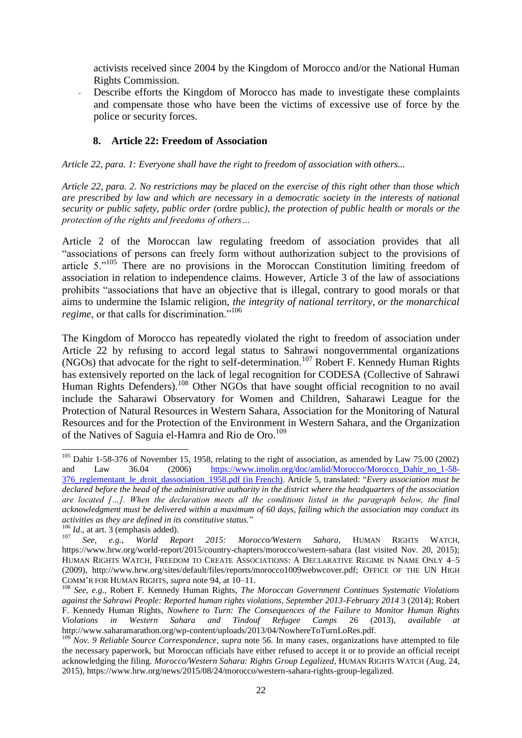activists received since 2004 by the Kingdom of Morocco and/or the National Human Rights Commission.

- Describe efforts the Kingdom of Morocco has made to investigate these complaints and compensate those who have been the victims of excessive use of force by the police or security forces.

### 8. Article 22: Freedom of Association

*Article 22, para. 1: Everyone shall have the right to freedom of association with others...*

*Article 22, para. 2. No restrictions may be placed on the exercise of this right other than those which are prescribed by law and which are necessary in a democratic society in the interests of national security or public safety, public order (*ordre public*), the protection of public health or morals or the protection of the rights and freedoms of others…*

Article 2 of the Moroccan law regulating freedom of association provides that all "associations of persons can freely form without authorization subject to the provisions of article 5."[105] There are no provisions in the Moroccan Constitution limiting freedom of association in relation to independence claims. However, Article 3 of the law of associations prohibits "associations that have an objective that is illegal, contrary to good morals or that aims to undermine the Islamic religion, *the integrity of national territory, or the monarchical regime*, or that calls for discrimination."[106]

The Kingdom of Morocco has repeatedly violated the right to freedom of association under Article 22 by refusing to accord legal status to Sahrawi nongovernmental organizations (NGOs) that advocate for the right to self-determination.[107] Robert F. Kennedy Human Rights has extensively reported on the lack of legal recognition for CODESA (Collective of Sahrawi Human Rights Defenders).[108] Other NGOs that have sought official recognition to no avail include the Saharawi Observatory for Women and Children, Saharawi League for the Protection of Natural Resources in Western Sahara, Association for the Monitoring of Natural Resources and for the Protection of the Environment in Western Sahara, and the Organization of the Natives of Saguia el-Hamra and Rio de Oro.[109]

---

[105] Dahir 1-58-376 of November 15, 1958, relating to the right of association, as amended by Law 75.00 (2002) and Law 36.04 (2006) https://www.imolin.org/doc/amlid/Morocco/Morocco_Dahir_no_1-58-376_reglementant_le_droit_dassociation_1958.pdf (in French). Article 5, translated: "*Every association must be declared before the head of the administrative authority in the district where the headquarters of the association are located […]. When the declaration meets all the conditions listed in the paragraph below, the final acknowledgment must be delivered within a maximum of 60 days, failing which the association may conduct its activities as they are defined in its constitutive status.*"

[106] *Id.*, at art. 3 (emphasis added).

[107] *See, e.g.*, *World Report 2015: Morocco/Western Sahara*, HUMAN RIGHTS WATCH, https://www.hrw.org/world-report/2015/country-chapters/morocco/western-sahara (last visited Nov. 20, 2015); HUMAN RIGHTS WATCH, FREEDOM TO CREATE ASSOCIATIONS: A DECLARATIVE REGIME IN NAME ONLY 4–5 (2009), http://www.hrw.org/sites/default/files/reports/morocco1009webwcover.pdf; OFFICE OF THE UN HIGH COMM'R FOR HUMAN RIGHTS, *supra* note 94, at 10–11.

[108] *See, e.g.*, Robert F. Kennedy Human Rights, *The Moroccan Government Continues Systematic Violations against the Sahrawi People: Reported human rights violations, September 2013-February 2014* 3 (2014); Robert F. Kennedy Human Rights, *Nowhere to Turn: The Consequences of the Failure to Monitor Human Rights Violations in Western Sahara and Tindouf Refugee Camps* 26 (2013), *available at* http://www.saharamarathon.org/wp-content/uploads/2013/04/NowhereToTurnLoRes.pdf.

[109] *Nov. 9 Reliable Source Correspondence*, *supra* note 56. In many cases, organizations have attempted to file the necessary paperwork, but Moroccan officials have either refused to accept it or to provide an official receipt acknowledging the filing. *Morocco/Western Sahara: Rights Group Legalized*, HUMAN RIGHTS WATCH (Aug. 24, 2015), https://www.hrw.org/news/2015/08/24/morocco/western-sahara-rights-group-legalized.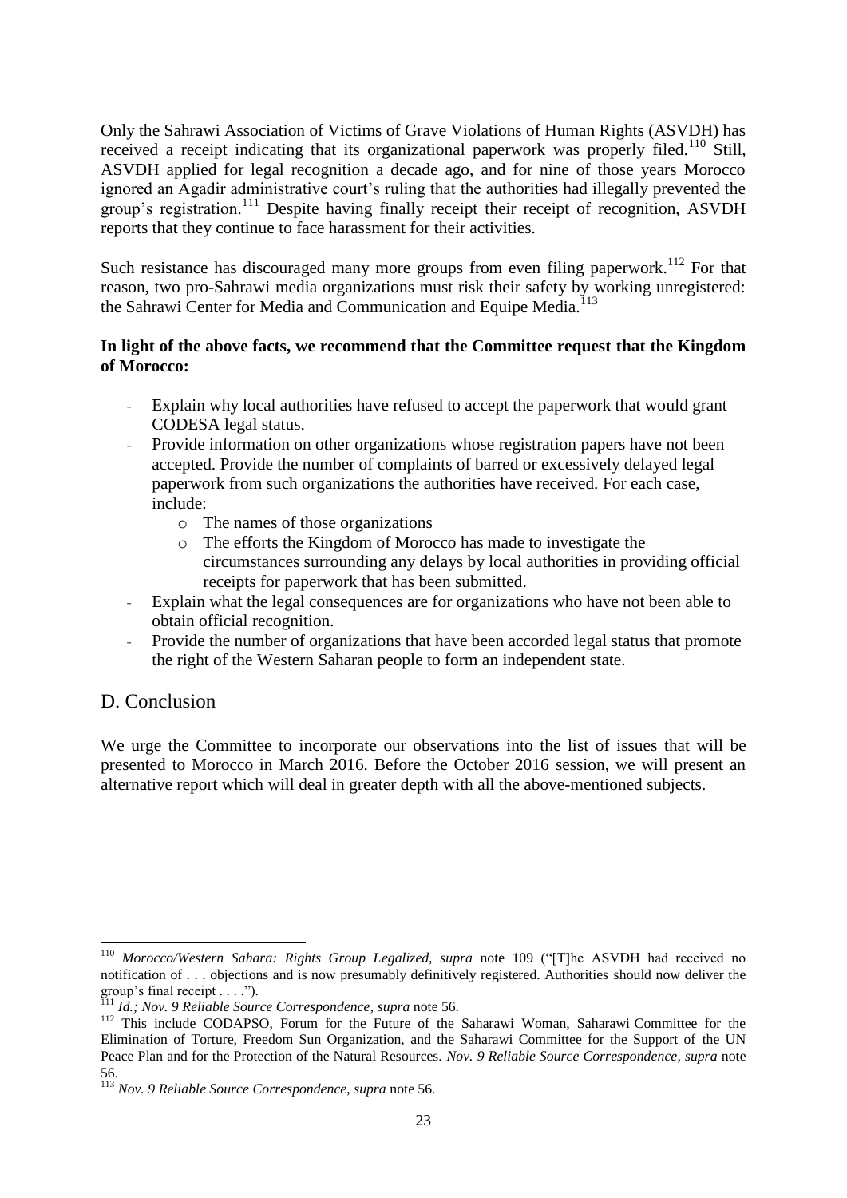Only the Sahrawi Association of Victims of Grave Violations of Human Rights (ASVDH) has received a receipt indicating that its organizational paperwork was properly filed.[110] Still, ASVDH applied for legal recognition a decade ago, and for nine of those years Morocco ignored an Agadir administrative court's ruling that the authorities had illegally prevented the group's registration.[111] Despite having finally receipt their receipt of recognition, ASVDH reports that they continue to face harassment for their activities.

Such resistance has discouraged many more groups from even filing paperwork.[112] For that reason, two pro-Sahrawi media organizations must risk their safety by working unregistered: the Sahrawi Center for Media and Communication and Equipe Media.[113]

**In light of the above facts, we recommend that the Committee request that the Kingdom of Morocco:**

- Explain why local authorities have refused to accept the paperwork that would grant CODESA legal status.
- Provide information on other organizations whose registration papers have not been accepted. Provide the number of complaints of barred or excessively delayed legal paperwork from such organizations the authorities have received. For each case, include:
    - The names of those organizations
    - The efforts the Kingdom of Morocco has made to investigate the circumstances surrounding any delays by local authorities in providing official receipts for paperwork that has been submitted.
- Explain what the legal consequences are for organizations who have not been able to obtain official recognition.
- Provide the number of organizations that have been accorded legal status that promote the right of the Western Saharan people to form an independent state.

## D. Conclusion

We urge the Committee to incorporate our observations into the list of issues that will be presented to Morocco in March 2016. Before the October 2016 session, we will present an alternative report which will deal in greater depth with all the above-mentioned subjects.

---

[110] *Morocco/Western Sahara: Rights Group Legalized*, *supra* note 109 ("[T]he ASVDH had received no notification of . . . objections and is now presumably definitively registered. Authorities should now deliver the group's final receipt . . . .").

[111] *Id.; Nov. 9 Reliable Source Correspondence*, *supra* note 56.

[112] This include CODAPSO, Forum for the Future of the Saharawi Woman, Saharawi Committee for the Elimination of Torture, Freedom Sun Organization, and the Saharawi Committee for the Support of the UN Peace Plan and for the Protection of the Natural Resources. *Nov. 9 Reliable Source Correspondence*, *supra* note 56.

[113] *Nov. 9 Reliable Source Correspondence*, *supra* note 56.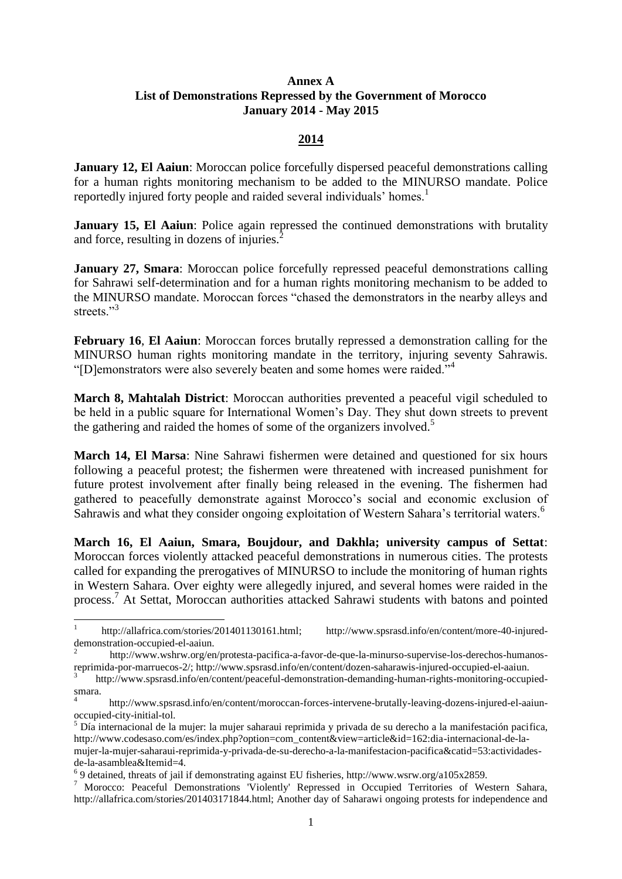**Annex A**
**List of Demonstrations Repressed by the Government of Morocco**
**January 2014 - May 2015**

## 2014

**January 12, El Aaiun**: Moroccan police forcefully dispersed peaceful demonstrations calling for a human rights monitoring mechanism to be added to the MINURSO mandate. Police reportedly injured forty people and raided several individuals' homes.[1]

**January 15, El Aaiun**: Police again repressed the continued demonstrations with brutality and force, resulting in dozens of injuries.[2]

**January 27, Smara**: Moroccan police forcefully repressed peaceful demonstrations calling for Sahrawi self-determination and for a human rights monitoring mechanism to be added to the MINURSO mandate. Moroccan forces "chased the demonstrators in the nearby alleys and streets."[3]

**February 16**, **El Aaiun**: Moroccan forces brutally repressed a demonstration calling for the MINURSO human rights monitoring mandate in the territory, injuring seventy Sahrawis. "[D]emonstrators were also severely beaten and some homes were raided."[4]

**March 8, Mahtalah District**: Moroccan authorities prevented a peaceful vigil scheduled to be held in a public square for International Women's Day. They shut down streets to prevent the gathering and raided the homes of some of the organizers involved.[5]

**March 14, El Marsa**: Nine Sahrawi fishermen were detained and questioned for six hours following a peaceful protest; the fishermen were threatened with increased punishment for future protest involvement after finally being released in the evening. The fishermen had gathered to peacefully demonstrate against Morocco's social and economic exclusion of Sahrawis and what they consider ongoing exploitation of Western Sahara's territorial waters.[6]

**March 16, El Aaiun, Smara, Boujdour, and Dakhla; university campus of Settat**: Moroccan forces violently attacked peaceful demonstrations in numerous cities. The protests called for expanding the prerogatives of MINURSO to include the monitoring of human rights in Western Sahara. Over eighty were allegedly injured, and several homes were raided in the process.[7] At Settat, Moroccan authorities attacked Sahrawi students with batons and pointed

---

[1] http://allafrica.com/stories/201401130161.html; http://www.spsrasd.info/en/content/more-40-injured-demonstration-occupied-el-aaiun.

[2] http://www.wshrw.org/en/protesta-pacifica-a-favor-de-que-la-minurso-supervise-los-derechos-humanos-reprimida-por-marruecos-2/; http://www.spsrasd.info/en/content/dozen-saharawis-injured-occupied-el-aaiun.

[3] http://www.spsrasd.info/en/content/peaceful-demonstration-demanding-human-rights-monitoring-occupied-smara.

[4] http://www.spsrasd.info/en/content/moroccan-forces-intervene-brutally-leaving-dozens-injured-el-aaiun-occupied-city-initial-tol.

[5] Día internacional de la mujer: la mujer saharaui reprimida y privada de su derecho a la manifestación pacifica, http://www.codesaso.com/es/index.php?option=com_content&view=article&id=162:dia-internacional-de-la-mujer-la-mujer-saharaui-reprimida-y-privada-de-su-derecho-a-la-manifestacion-pacifica&catid=53:actividades-de-la-asamblea&Itemid=4.

[6] 9 detained, threats of jail if demonstrating against EU fisheries, http://www.wsrw.org/a105x2859.

[7] Morocco: Peaceful Demonstrations 'Violently' Repressed in Occupied Territories of Western Sahara, http://allafrica.com/stories/201403171844.html; Another day of Saharawi ongoing protests for independence and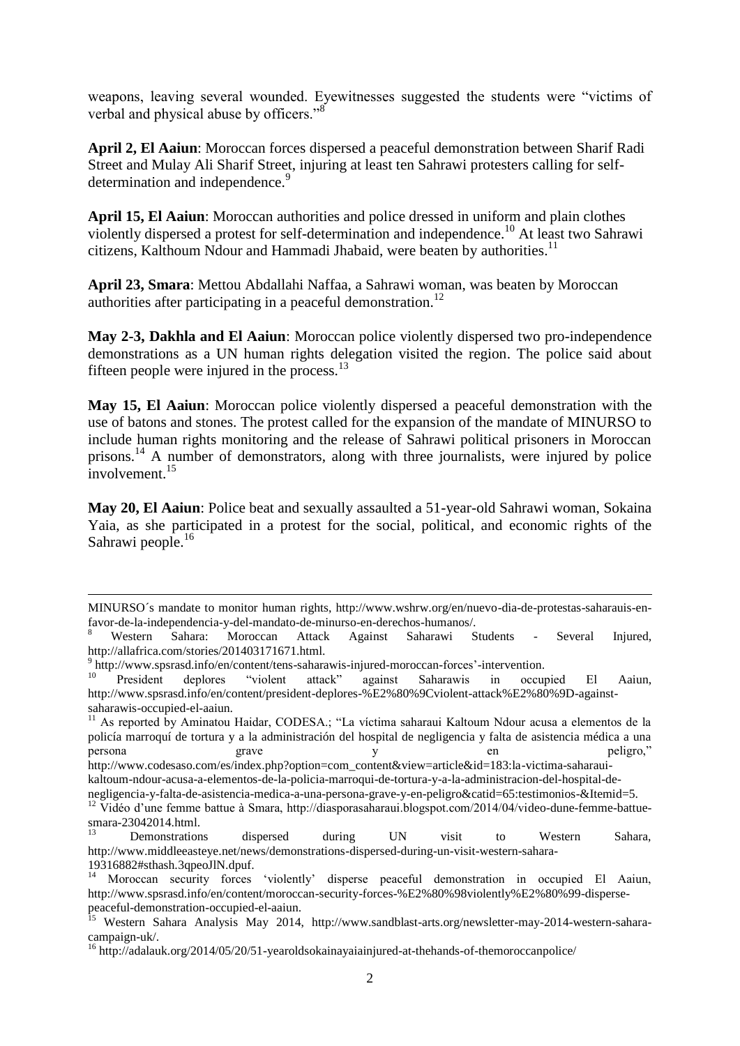weapons, leaving several wounded. Eyewitnesses suggested the students were "victims of verbal and physical abuse by officers."[8]

**April 2, El Aaiun**: Moroccan forces dispersed a peaceful demonstration between Sharif Radi Street and Mulay Ali Sharif Street, injuring at least ten Sahrawi protesters calling for self-determination and independence.[9]

**April 15, El Aaiun**: Moroccan authorities and police dressed in uniform and plain clothes violently dispersed a protest for self-determination and independence.[10] At least two Sahrawi citizens, Kalthoum Ndour and Hammadi Jhabaid, were beaten by authorities.[11]

**April 23, Smara**: Mettou Abdallahi Naffaa, a Sahrawi woman, was beaten by Moroccan authorities after participating in a peaceful demonstration.[12]

**May 2-3, Dakhla and El Aaiun**: Moroccan police violently dispersed two pro-independence demonstrations as a UN human rights delegation visited the region. The police said about fifteen people were injured in the process.[13]

**May 15, El Aaiun**: Moroccan police violently dispersed a peaceful demonstration with the use of batons and stones. The protest called for the expansion of the mandate of MINURSO to include human rights monitoring and the release of Sahrawi political prisoners in Moroccan prisons.[14] A number of demonstrators, along with three journalists, were injured by police involvement.[15]

**May 20, El Aaiun**: Police beat and sexually assaulted a 51-year-old Sahrawi woman, Sokaina Yaia, as she participated in a protest for the social, political, and economic rights of the Sahrawi people.[16]

---

MINURSO´s mandate to monitor human rights, http://www.wshrw.org/en/nuevo-dia-de-protestas-saharauis-en-favor-de-la-independencia-y-del-mandato-de-minurso-en-derechos-humanos/.

[8] Western Sahara: Moroccan Attack Against Saharawi Students - Several Injured, http://allafrica.com/stories/201403171671.html.

[9] http://www.spsrasd.info/en/content/tens-saharawis-injured-moroccan-forces'-intervention.

[10] President deplores "violent attack" against Saharawis in occupied El Aaiun, http://www.spsrasd.info/en/content/president-deplores-%E2%80%9Cviolent-attack%E2%80%9D-against-saharawis-occupied-el-aaiun.

[11] As reported by Aminatou Haidar, CODESA.; "La víctima saharaui Kaltoum Ndour acusa a elementos de la policía marroquí de tortura y a la administración del hospital de negligencia y falta de asistencia médica a una persona grave y en peligro," http://www.codesaso.com/es/index.php?option=com_content&view=article&id=183:la-victima-saharaui-kaltoum-ndour-acusa-a-elementos-de-la-policia-marroqui-de-tortura-y-a-la-administracion-del-hospital-de-negligencia-y-falta-de-asistencia-medica-a-una-persona-grave-y-en-peligro&catid=65:testimonios-&Itemid=5.

[12] Vidéo d'une femme battue à Smara, http://diasporasaharaui.blogspot.com/2014/04/video-dune-femme-battue-smara-23042014.html.

[13] Demonstrations dispersed during UN visit to Western Sahara, http://www.middleeasteye.net/news/demonstrations-dispersed-during-un-visit-western-sahara-19316882#sthash.3qpeoJlN.dpuf.

[14] Moroccan security forces 'violently' disperse peaceful demonstration in occupied El Aaiun, http://www.spsrasd.info/en/content/moroccan-security-forces-%E2%80%98violently%E2%80%99-disperse-peaceful-demonstration-occupied-el-aaiun.

[15] Western Sahara Analysis May 2014, http://www.sandblast-arts.org/newsletter-may-2014-western-sahara-campaign-uk/.

[16] http://adalauk.org/2014/05/20/51-yearoldsokainayaiainjured-at-thehands-of-themoroccanpolice/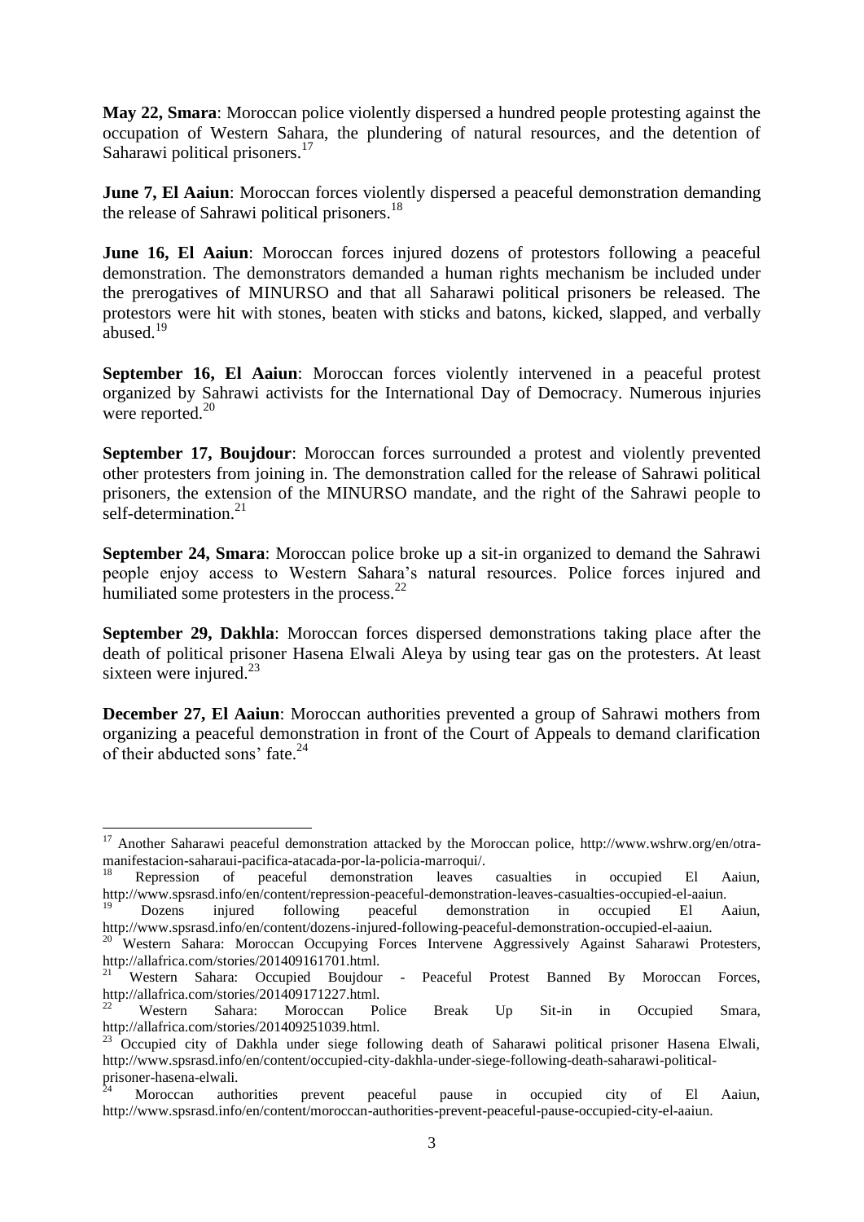**May 22, Smara**: Moroccan police violently dispersed a hundred people protesting against the occupation of Western Sahara, the plundering of natural resources, and the detention of Saharawi political prisoners.[17]

**June 7, El Aaiun**: Moroccan forces violently dispersed a peaceful demonstration demanding the release of Sahrawi political prisoners.[18]

**June 16, El Aaiun**: Moroccan forces injured dozens of protestors following a peaceful demonstration. The demonstrators demanded a human rights mechanism be included under the prerogatives of MINURSO and that all Saharawi political prisoners be released. The protestors were hit with stones, beaten with sticks and batons, kicked, slapped, and verbally abused.[19]

**September 16, El Aaiun**: Moroccan forces violently intervened in a peaceful protest organized by Sahrawi activists for the International Day of Democracy. Numerous injuries were reported.[20]

**September 17, Boujdour**: Moroccan forces surrounded a protest and violently prevented other protesters from joining in. The demonstration called for the release of Sahrawi political prisoners, the extension of the MINURSO mandate, and the right of the Sahrawi people to self-determination.[21]

**September 24, Smara**: Moroccan police broke up a sit-in organized to demand the Sahrawi people enjoy access to Western Sahara's natural resources. Police forces injured and humiliated some protesters in the process.[22]

**September 29, Dakhla**: Moroccan forces dispersed demonstrations taking place after the death of political prisoner Hasena Elwali Aleya by using tear gas on the protesters. At least sixteen were injured.[23]

**December 27, El Aaiun**: Moroccan authorities prevented a group of Sahrawi mothers from organizing a peaceful demonstration in front of the Court of Appeals to demand clarification of their abducted sons' fate.[24]

---

[17] Another Saharawi peaceful demonstration attacked by the Moroccan police, http://www.wshrw.org/en/otra-manifestacion-saharaui-pacifica-atacada-por-la-policia-marroqui/.

[18] Repression of peaceful demonstration leaves casualties in occupied El Aaiun, http://www.spsrasd.info/en/content/repression-peaceful-demonstration-leaves-casualties-occupied-el-aaiun.

[19] Dozens injured following peaceful demonstration in occupied El Aaiun, http://www.spsrasd.info/en/content/dozens-injured-following-peaceful-demonstration-occupied-el-aaiun.

[20] Western Sahara: Moroccan Occupying Forces Intervene Aggressively Against Saharawi Protesters, http://allafrica.com/stories/201409161701.html.

[21] Western Sahara: Occupied Boujdour - Peaceful Protest Banned By Moroccan Forces, http://allafrica.com/stories/201409171227.html.

[22] Western Sahara: Moroccan Police Break Up Sit-in in Occupied Smara, http://allafrica.com/stories/201409251039.html.

[23] Occupied city of Dakhla under siege following death of Saharawi political prisoner Hasena Elwali, http://www.spsrasd.info/en/content/occupied-city-dakhla-under-siege-following-death-saharawi-political-prisoner-hasena-elwali.

[24] Moroccan authorities prevent peaceful pause in occupied city of El Aaiun, http://www.spsrasd.info/en/content/moroccan-authorities-prevent-peaceful-pause-occupied-city-el-aaiun.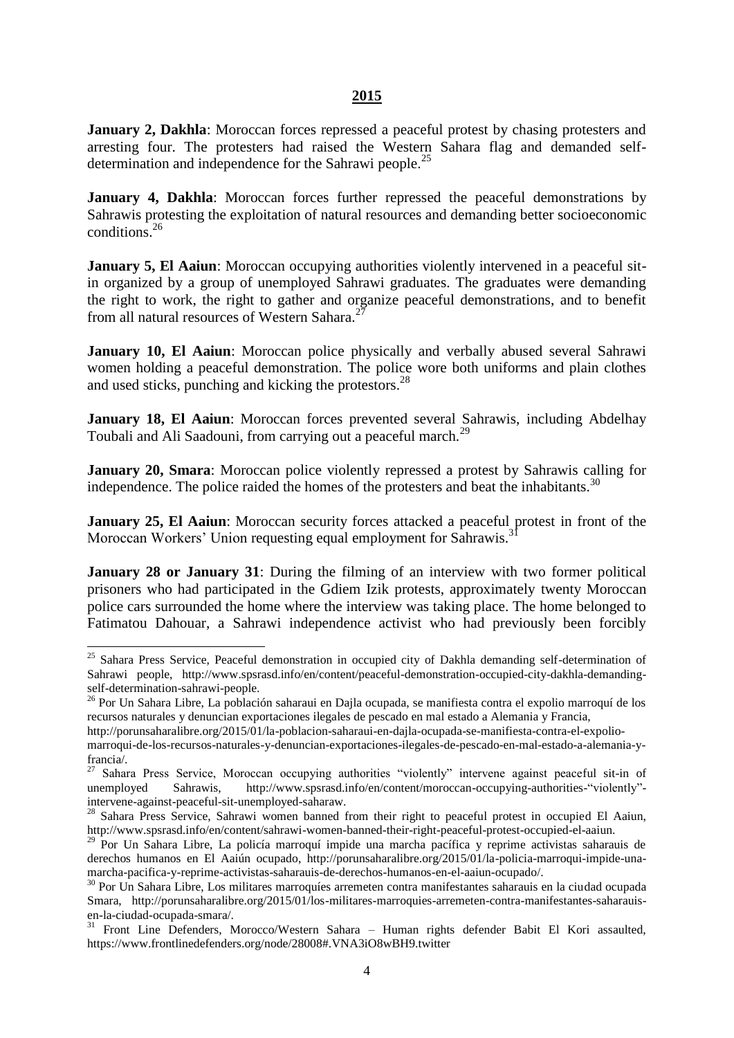## 2015

**January 2, Dakhla**: Moroccan forces repressed a peaceful protest by chasing protesters and arresting four. The protesters had raised the Western Sahara flag and demanded self-determination and independence for the Sahrawi people.[25]

**January 4, Dakhla**: Moroccan forces further repressed the peaceful demonstrations by Sahrawis protesting the exploitation of natural resources and demanding better socioeconomic conditions.[26]

**January 5, El Aaiun**: Moroccan occupying authorities violently intervened in a peaceful sit-in organized by a group of unemployed Sahrawi graduates. The graduates were demanding the right to work, the right to gather and organize peaceful demonstrations, and to benefit from all natural resources of Western Sahara.[27]

**January 10, El Aaiun**: Moroccan police physically and verbally abused several Sahrawi women holding a peaceful demonstration. The police wore both uniforms and plain clothes and used sticks, punching and kicking the protestors.[28]

**January 18, El Aaiun**: Moroccan forces prevented several Sahrawis, including Abdelhay Toubali and Ali Saadouni, from carrying out a peaceful march.[29]

**January 20, Smara**: Moroccan police violently repressed a protest by Sahrawis calling for independence. The police raided the homes of the protesters and beat the inhabitants.[30]

**January 25, El Aaiun**: Moroccan security forces attacked a peaceful protest in front of the Moroccan Workers' Union requesting equal employment for Sahrawis.[31]

**January 28 or January 31**: During the filming of an interview with two former political prisoners who had participated in the Gdiem Izik protests, approximately twenty Moroccan police cars surrounded the home where the interview was taking place. The home belonged to Fatimatou Dahouar, a Sahrawi independence activist who had previously been forcibly

---

[25] Sahara Press Service, Peaceful demonstration in occupied city of Dakhla demanding self-determination of Sahrawi people, http://www.spsrasd.info/en/content/peaceful-demonstration-occupied-city-dakhla-demanding-self-determination-sahrawi-people.

[26] Por Un Sahara Libre, La población saharaui en Dajla ocupada, se manifiesta contra el expolio marroquí de los recursos naturales y denuncian exportaciones ilegales de pescado en mal estado a Alemania y Francia, http://porunsaharalibre.org/2015/01/la-poblacion-saharaui-en-dajla-ocupada-se-manifiesta-contra-el-expolio-marroqui-de-los-recursos-naturales-y-denuncian-exportaciones-ilegales-de-pescado-en-mal-estado-a-alemania-y-francia/.

[27] Sahara Press Service, Moroccan occupying authorities "violently" intervene against peaceful sit-in of unemployed Sahrawis, http://www.spsrasd.info/en/content/moroccan-occupying-authorities-"violently"-intervene-against-peaceful-sit-unemployed-saharaw.

[28] Sahara Press Service, Sahrawi women banned from their right to peaceful protest in occupied El Aaiun, http://www.spsrasd.info/en/content/sahrawi-women-banned-their-right-peaceful-protest-occupied-el-aaiun.

[29] Por Un Sahara Libre, La policía marroquí impide una marcha pacífica y reprime activistas saharauis de derechos humanos en El Aaiún ocupado, http://porunsaharalibre.org/2015/01/la-policia-marroqui-impide-una-marcha-pacifica-y-reprime-activistas-saharauis-de-derechos-humanos-en-el-aaiun-ocupado/.

[30] Por Un Sahara Libre, Los militares marroquíes arremeten contra manifestantes saharauis en la ciudad ocupada Smara, http://porunsaharalibre.org/2015/01/los-militares-marroquies-arremeten-contra-manifestantes-saharauis-en-la-ciudad-ocupada-smara/.

[31] Front Line Defenders, Morocco/Western Sahara – Human rights defender Babit El Kori assaulted, https://www.frontlinedefenders.org/node/28008#.VNA3iO8wBH9.twitter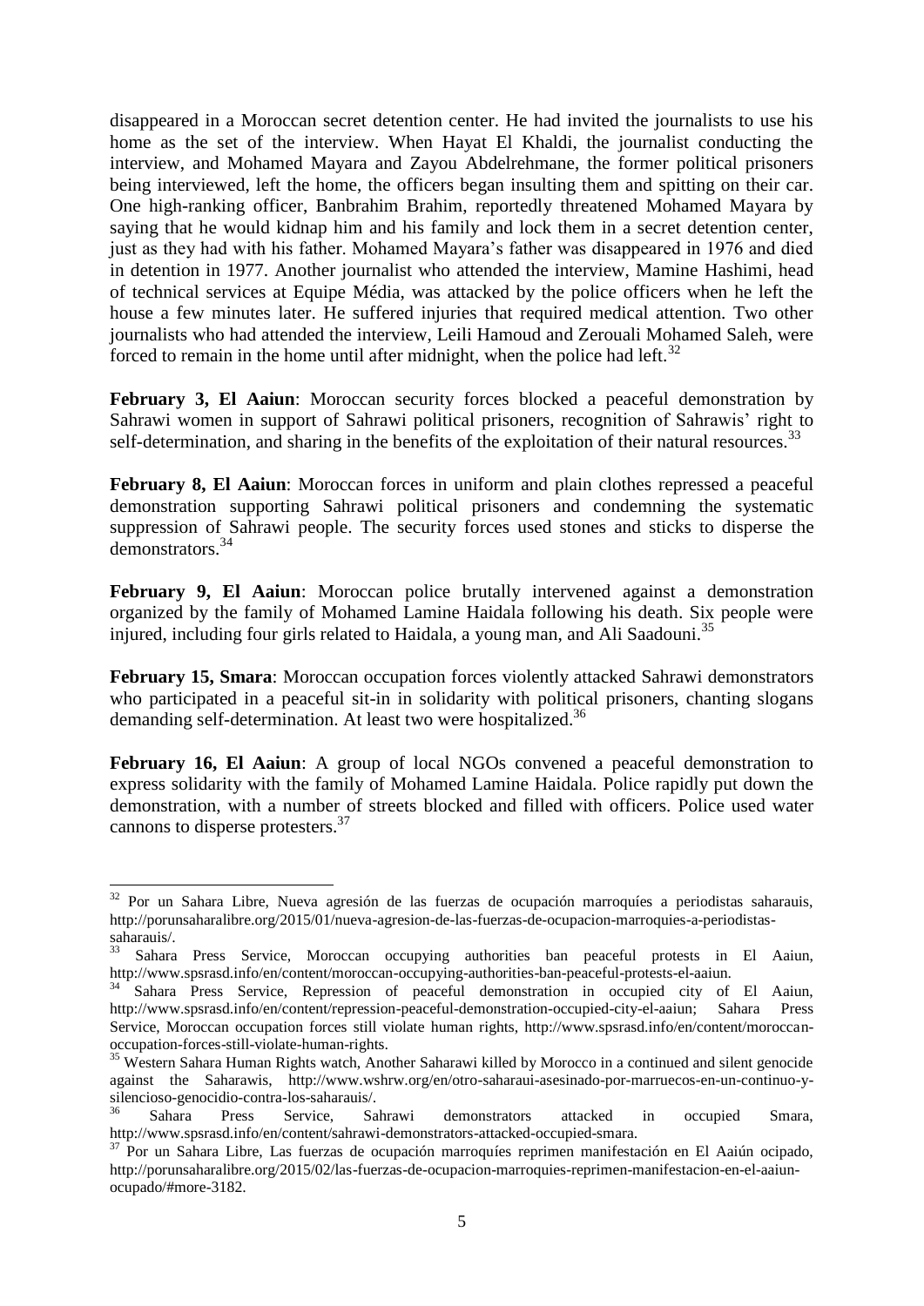disappeared in a Moroccan secret detention center. He had invited the journalists to use his home as the set of the interview. When Hayat El Khaldi, the journalist conducting the interview, and Mohamed Mayara and Zayou Abdelrehmane, the former political prisoners being interviewed, left the home, the officers began insulting them and spitting on their car. One high-ranking officer, Banbrahim Brahim, reportedly threatened Mohamed Mayara by saying that he would kidnap him and his family and lock them in a secret detention center, just as they had with his father. Mohamed Mayara's father was disappeared in 1976 and died in detention in 1977. Another journalist who attended the interview, Mamine Hashimi, head of technical services at Equipe Média, was attacked by the police officers when he left the house a few minutes later. He suffered injuries that required medical attention. Two other journalists who had attended the interview, Leili Hamoud and Zerouali Mohamed Saleh, were forced to remain in the home until after midnight, when the police had left.[32]

**February 3, El Aaiun**: Moroccan security forces blocked a peaceful demonstration by Sahrawi women in support of Sahrawi political prisoners, recognition of Sahrawis' right to self-determination, and sharing in the benefits of the exploitation of their natural resources.[33]

**February 8, El Aaiun**: Moroccan forces in uniform and plain clothes repressed a peaceful demonstration supporting Sahrawi political prisoners and condemning the systematic suppression of Sahrawi people. The security forces used stones and sticks to disperse the demonstrators.[34]

**February 9, El Aaiun**: Moroccan police brutally intervened against a demonstration organized by the family of Mohamed Lamine Haidala following his death. Six people were injured, including four girls related to Haidala, a young man, and Ali Saadouni.[35]

**February 15, Smara**: Moroccan occupation forces violently attacked Sahrawi demonstrators who participated in a peaceful sit-in in solidarity with political prisoners, chanting slogans demanding self-determination. At least two were hospitalized.[36]

**February 16, El Aaiun**: A group of local NGOs convened a peaceful demonstration to express solidarity with the family of Mohamed Lamine Haidala. Police rapidly put down the demonstration, with a number of streets blocked and filled with officers. Police used water cannons to disperse protesters.[37]

---

[32] Por un Sahara Libre, Nueva agresión de las fuerzas de ocupación marroquíes a periodistas saharauis, http://porunsaharalibre.org/2015/01/nueva-agresion-de-las-fuerzas-de-ocupacion-marroquies-a-periodistas-saharauis/.

[33] Sahara Press Service, Moroccan occupying authorities ban peaceful protests in El Aaiun, http://www.spsrasd.info/en/content/moroccan-occupying-authorities-ban-peaceful-protests-el-aaiun.

[34] Sahara Press Service, Repression of peaceful demonstration in occupied city of El Aaiun, http://www.spsrasd.info/en/content/repression-peaceful-demonstration-occupied-city-el-aaiun; Sahara Press Service, Moroccan occupation forces still violate human rights, http://www.spsrasd.info/en/content/moroccan-occupation-forces-still-violate-human-rights.

[35] Western Sahara Human Rights watch, Another Saharawi killed by Morocco in a continued and silent genocide against the Saharawis, http://www.wshrw.org/en/otro-saharaui-asesinado-por-marruecos-en-un-continuo-y-silencioso-genocidio-contra-los-saharauis/.

[36] Sahara Press Service, Sahrawi demonstrators attacked in occupied Smara, http://www.spsrasd.info/en/content/sahrawi-demonstrators-attacked-occupied-smara.

[37] Por un Sahara Libre, Las fuerzas de ocupación marroquíes reprimen manifestación en El Aaiún ocipado, http://porunsaharalibre.org/2015/02/las-fuerzas-de-ocupacion-marroquies-reprimen-manifestacion-en-el-aaiun-ocupado/#more-3182.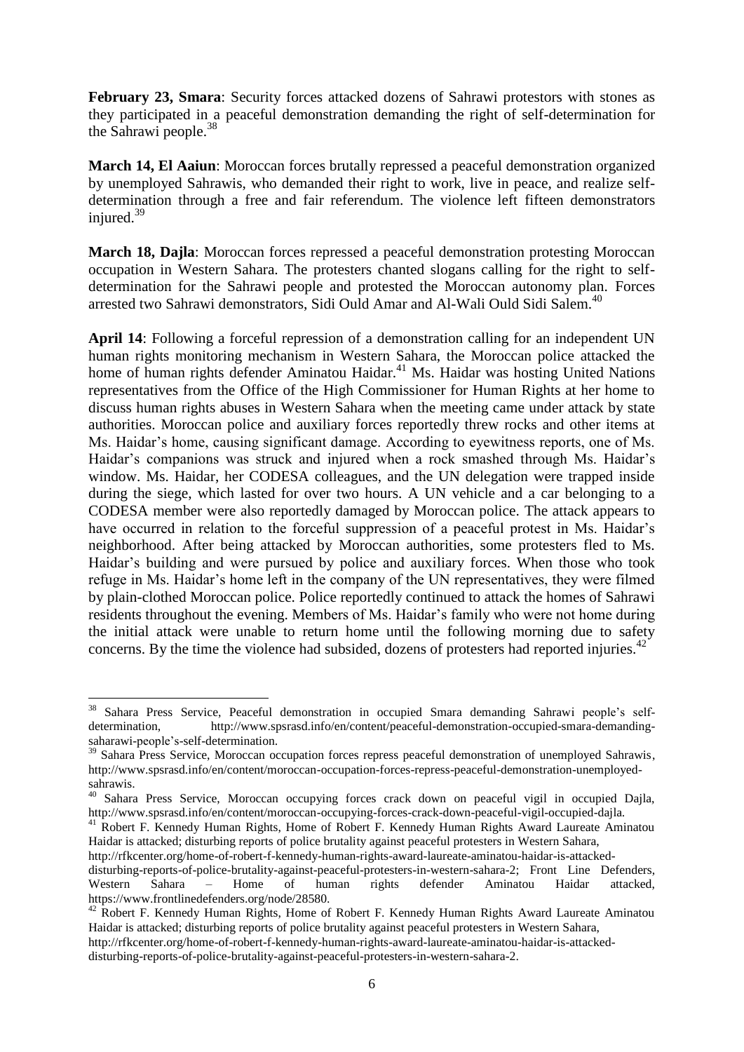**February 23, Smara**: Security forces attacked dozens of Sahrawi protestors with stones as they participated in a peaceful demonstration demanding the right of self-determination for the Sahrawi people.[38]

**March 14, El Aaiun**: Moroccan forces brutally repressed a peaceful demonstration organized by unemployed Sahrawis, who demanded their right to work, live in peace, and realize self-determination through a free and fair referendum. The violence left fifteen demonstrators injured.[39]

**March 18, Dajla**: Moroccan forces repressed a peaceful demonstration protesting Moroccan occupation in Western Sahara. The protesters chanted slogans calling for the right to self-determination for the Sahrawi people and protested the Moroccan autonomy plan. Forces arrested two Sahrawi demonstrators, Sidi Ould Amar and Al-Wali Ould Sidi Salem.[40]

**April 14**: Following a forceful repression of a demonstration calling for an independent UN human rights monitoring mechanism in Western Sahara, the Moroccan police attacked the home of human rights defender Aminatou Haidar.[41] Ms. Haidar was hosting United Nations representatives from the Office of the High Commissioner for Human Rights at her home to discuss human rights abuses in Western Sahara when the meeting came under attack by state authorities. Moroccan police and auxiliary forces reportedly threw rocks and other items at Ms. Haidar's home, causing significant damage. According to eyewitness reports, one of Ms. Haidar's companions was struck and injured when a rock smashed through Ms. Haidar's window. Ms. Haidar, her CODESA colleagues, and the UN delegation were trapped inside during the siege, which lasted for over two hours. A UN vehicle and a car belonging to a CODESA member were also reportedly damaged by Moroccan police. The attack appears to have occurred in relation to the forceful suppression of a peaceful protest in Ms. Haidar's neighborhood. After being attacked by Moroccan authorities, some protesters fled to Ms. Haidar's building and were pursued by police and auxiliary forces. When those who took refuge in Ms. Haidar's home left in the company of the UN representatives, they were filmed by plain-clothed Moroccan police. Police reportedly continued to attack the homes of Sahrawi residents throughout the evening. Members of Ms. Haidar's family who were not home during the initial attack were unable to return home until the following morning due to safety concerns. By the time the violence had subsided, dozens of protesters had reported injuries.[42]

---

[38] Sahara Press Service, Peaceful demonstration in occupied Smara demanding Sahrawi people's self-determination, http://www.spsrasd.info/en/content/peaceful-demonstration-occupied-smara-demanding-saharawi-people's-self-determination.

[39] Sahara Press Service, Moroccan occupation forces repress peaceful demonstration of unemployed Sahrawis, http://www.spsrasd.info/en/content/moroccan-occupation-forces-repress-peaceful-demonstration-unemployed-sahrawis.

[40] Sahara Press Service, Moroccan occupying forces crack down on peaceful vigil in occupied Dajla, http://www.spsrasd.info/en/content/moroccan-occupying-forces-crack-down-peaceful-vigil-occupied-dajla.

[41] Robert F. Kennedy Human Rights, Home of Robert F. Kennedy Human Rights Award Laureate Aminatou Haidar is attacked; disturbing reports of police brutality against peaceful protesters in Western Sahara, http://rfkcenter.org/home-of-robert-f-kennedy-human-rights-award-laureate-aminatou-haidar-is-attacked-disturbing-reports-of-police-brutality-against-peaceful-protesters-in-western-sahara-2; Front Line Defenders, Western Sahara – Home of human rights defender Aminatou Haidar attacked, https://www.frontlinedefenders.org/node/28580.

[42] Robert F. Kennedy Human Rights, Home of Robert F. Kennedy Human Rights Award Laureate Aminatou Haidar is attacked; disturbing reports of police brutality against peaceful protesters in Western Sahara, http://rfkcenter.org/home-of-robert-f-kennedy-human-rights-award-laureate-aminatou-haidar-is-attacked-disturbing-reports-of-police-brutality-against-peaceful-protesters-in-western-sahara-2.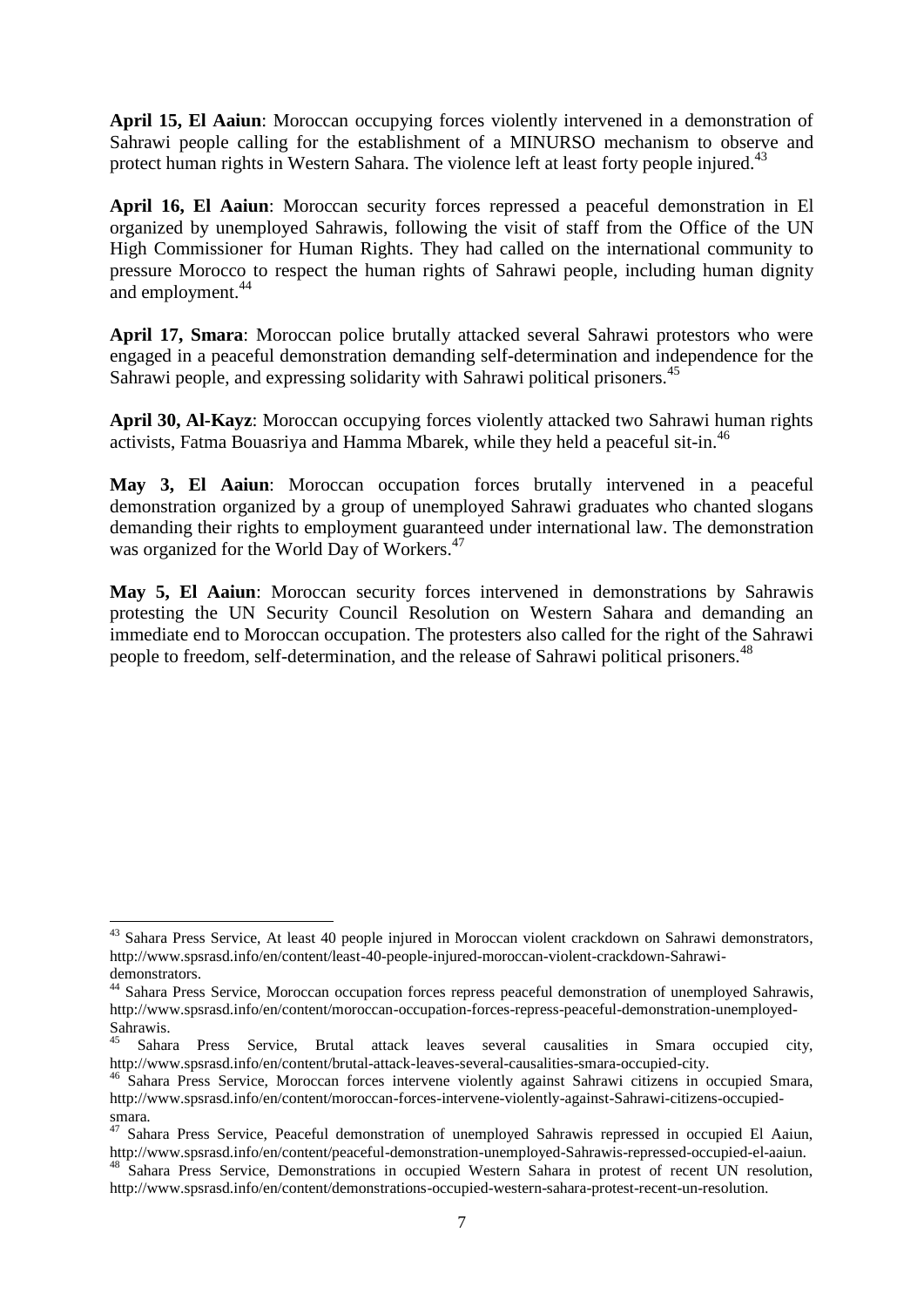**April 15, El Aaiun**: Moroccan occupying forces violently intervened in a demonstration of Sahrawi people calling for the establishment of a MINURSO mechanism to observe and protect human rights in Western Sahara. The violence left at least forty people injured.[43]

**April 16, El Aaiun**: Moroccan security forces repressed a peaceful demonstration in El organized by unemployed Sahrawis, following the visit of staff from the Office of the UN High Commissioner for Human Rights. They had called on the international community to pressure Morocco to respect the human rights of Sahrawi people, including human dignity and employment.[44]

**April 17, Smara**: Moroccan police brutally attacked several Sahrawi protestors who were engaged in a peaceful demonstration demanding self-determination and independence for the Sahrawi people, and expressing solidarity with Sahrawi political prisoners.[45]

**April 30, Al-Kayz**: Moroccan occupying forces violently attacked two Sahrawi human rights activists, Fatma Bouasriya and Hamma Mbarek, while they held a peaceful sit-in.[46]

**May 3, El Aaiun**: Moroccan occupation forces brutally intervened in a peaceful demonstration organized by a group of unemployed Sahrawi graduates who chanted slogans demanding their rights to employment guaranteed under international law. The demonstration was organized for the World Day of Workers.[47]

**May 5, El Aaiun**: Moroccan security forces intervened in demonstrations by Sahrawis protesting the UN Security Council Resolution on Western Sahara and demanding an immediate end to Moroccan occupation. The protesters also called for the right of the Sahrawi people to freedom, self-determination, and the release of Sahrawi political prisoners.[48]

---

[43] Sahara Press Service, At least 40 people injured in Moroccan violent crackdown on Sahrawi demonstrators, http://www.spsrasd.info/en/content/least-40-people-injured-moroccan-violent-crackdown-Sahrawi-demonstrators.

[44] Sahara Press Service, Moroccan occupation forces repress peaceful demonstration of unemployed Sahrawis, http://www.spsrasd.info/en/content/moroccan-occupation-forces-repress-peaceful-demonstration-unemployed-Sahrawis.

[45] Sahara Press Service, Brutal attack leaves several causalities in Smara occupied city, http://www.spsrasd.info/en/content/brutal-attack-leaves-several-causalities-smara-occupied-city.

[46] Sahara Press Service, Moroccan forces intervene violently against Sahrawi citizens in occupied Smara, http://www.spsrasd.info/en/content/moroccan-forces-intervene-violently-against-Sahrawi-citizens-occupied-smara.

[47] Sahara Press Service, Peaceful demonstration of unemployed Sahrawis repressed in occupied El Aaiun, http://www.spsrasd.info/en/content/peaceful-demonstration-unemployed-Sahrawis-repressed-occupied-el-aaiun.

[48] Sahara Press Service, Demonstrations in occupied Western Sahara in protest of recent UN resolution, http://www.spsrasd.info/en/content/demonstrations-occupied-western-sahara-protest-recent-un-resolution.